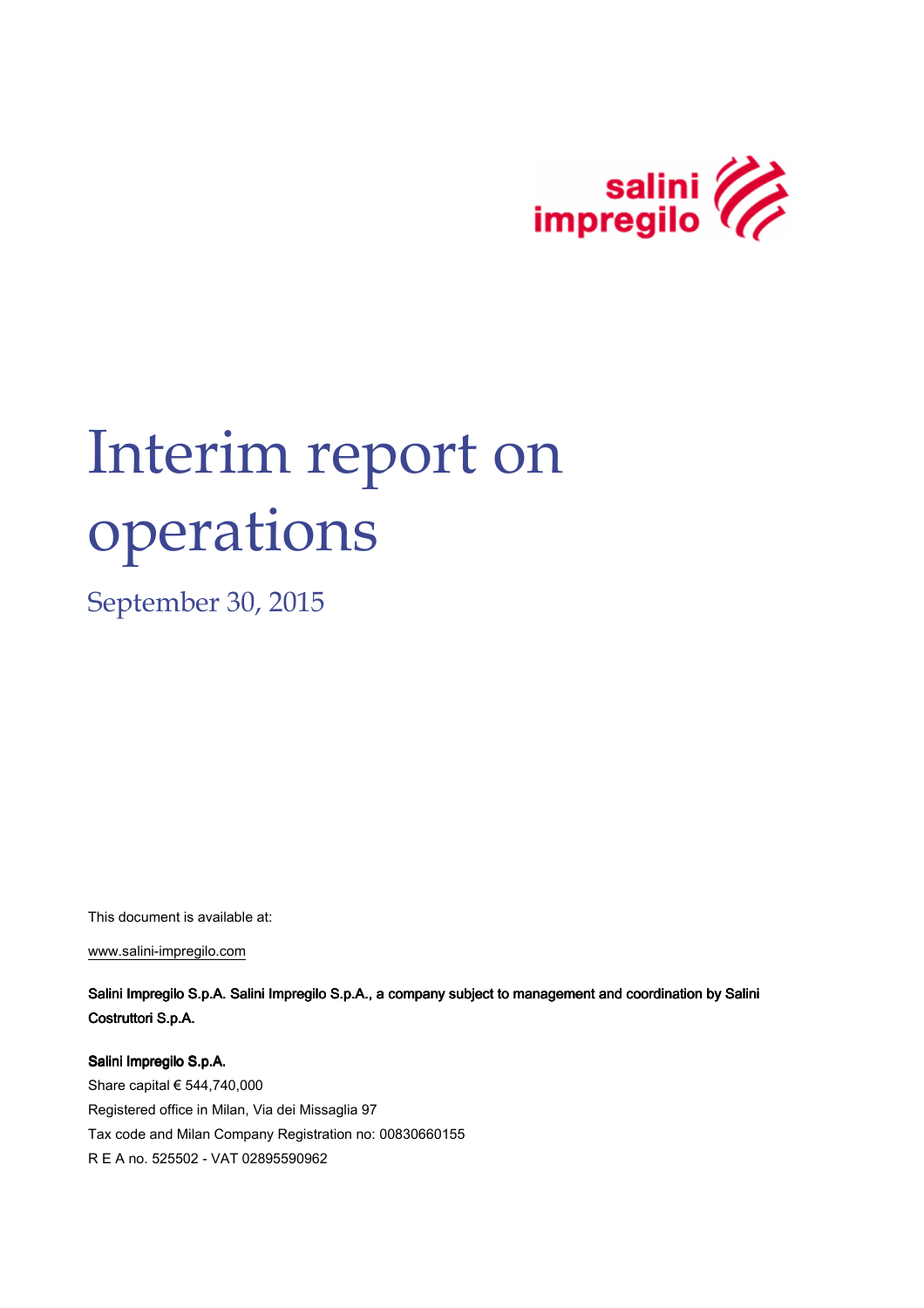# Interim report on operations

## September 30, 2015

This document is available at:

www.salini-impregilo.com

**Salini Impregilo S.p.A. Salini Impregilo S.p.A., a company subject to management and coordination by Salini Costruttori S.p.A.**

**Salini Impregilo S.p.A.**

Share capital € 544,740,000

Registered office in Milan, Via dei Missaglia 97

Tax code and Milan Company Registration no: 00830660155

R E A no. 525502 - VAT 02895590962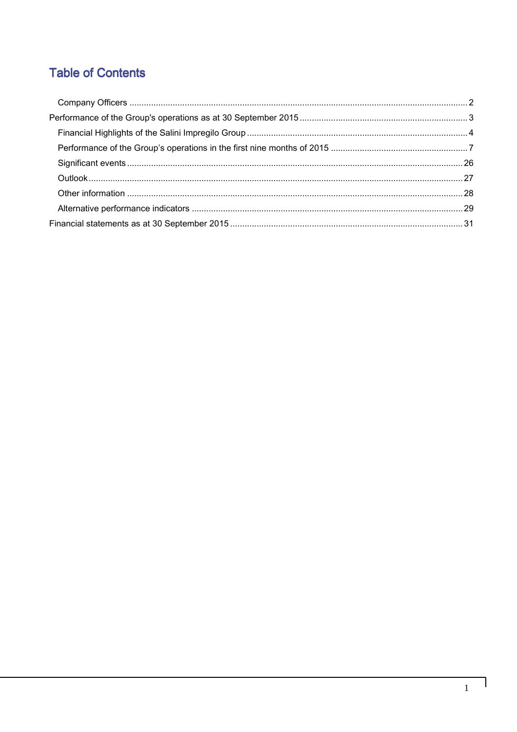# Table of Contents

- Company Officers ... 2
- Performance of the Group's operations as at 30 September 2015 ... 3
  - Financial Highlights of the Salini Impregilo Group ... 4
  - Performance of the Group's operations in the first nine months of 2015 ... 7
  - Significant events ... 26
  - Outlook ... 27
  - Other information ... 28
  - Alternative performance indicators ... 29
- Financial statements as at 30 September 2015 ... 31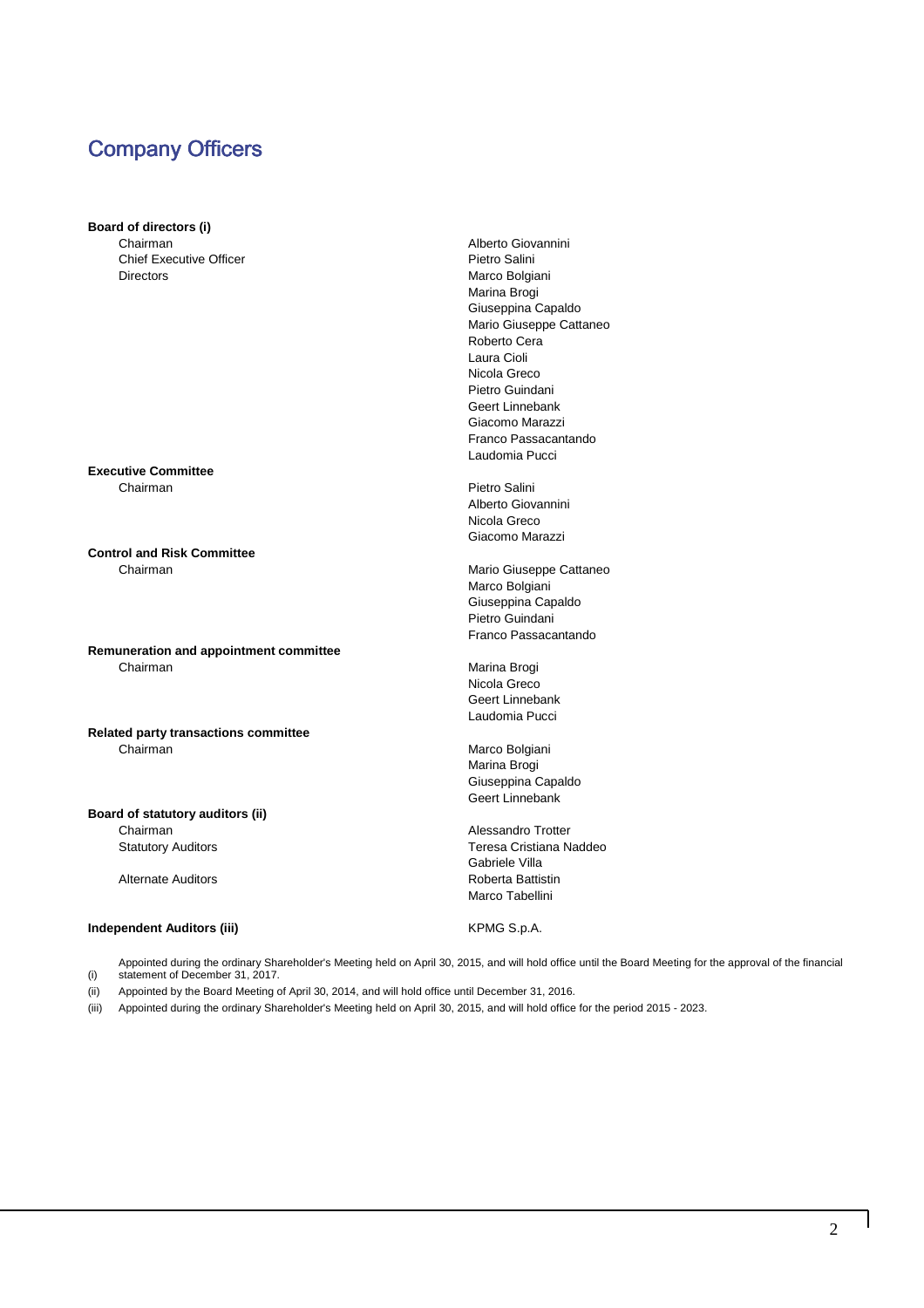# Company Officers

| | |
|---|---|
| **Board of directors (i)** | |
| Chairman | Alberto Giovannini |
| Chief Executive Officer | Pietro Salini |
| Directors | Marco Bolgiani |
| | Marina Brogi |
| | Giuseppina Capaldo |
| | Mario Giuseppe Cattaneo |
| | Roberto Cera |
| | Laura Cioli |
| | Nicola Greco |
| | Pietro Guindani |
| | Geert Linnebank |
| | Giacomo Marazzi |
| | Franco Passacantando |
| | Laudomia Pucci |
| **Executive Committee** | |
| Chairman | Pietro Salini |
| | Alberto Giovannini |
| | Nicola Greco |
| | Giacomo Marazzi |
| **Control and Risk Committee** | |
| Chairman | Mario Giuseppe Cattaneo |
| | Marco Bolgiani |
| | Giuseppina Capaldo |
| | Pietro Guindani |
| | Franco Passacantando |
| **Remuneration and appointment committee** | |
| Chairman | Marina Brogi |
| | Nicola Greco |
| | Geert Linnebank |
| | Laudomia Pucci |
| **Related party transactions committee** | |
| Chairman | Marco Bolgiani |
| | Marina Brogi |
| | Giuseppina Capaldo |
| | Geert Linnebank |
| **Board of statutory auditors (ii)** | |
| Chairman | Alessandro Trotter |
| Statutory Auditors | Teresa Cristiana Naddeo |
| | Gabriele Villa |
| Alternate Auditors | Roberta Battistin |
| | Marco Tabellini |
| **Independent Auditors (iii)** | KPMG S.p.A. |

(i) Appointed during the ordinary Shareholder's Meeting held on April 30, 2015, and will hold office until the Board Meeting for the approval of the financial statement of December 31, 2017.

(ii) Appointed by the Board Meeting of April 30, 2014, and will hold office until December 31, 2016.

(iii) Appointed during the ordinary Shareholder's Meeting held on April 30, 2015, and will hold office for the period 2015 - 2023.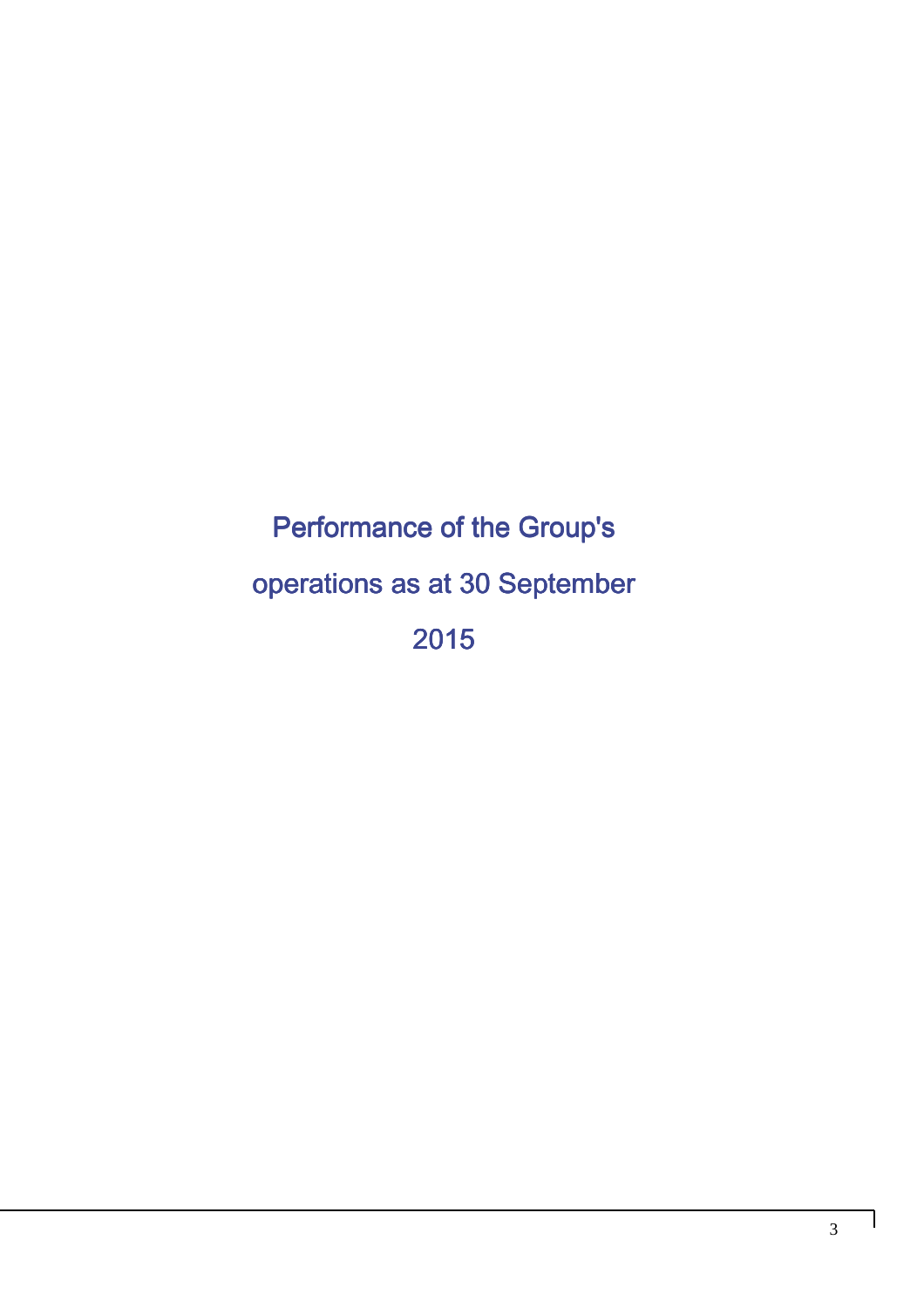# Performance of the Group's operations as at 30 September 2015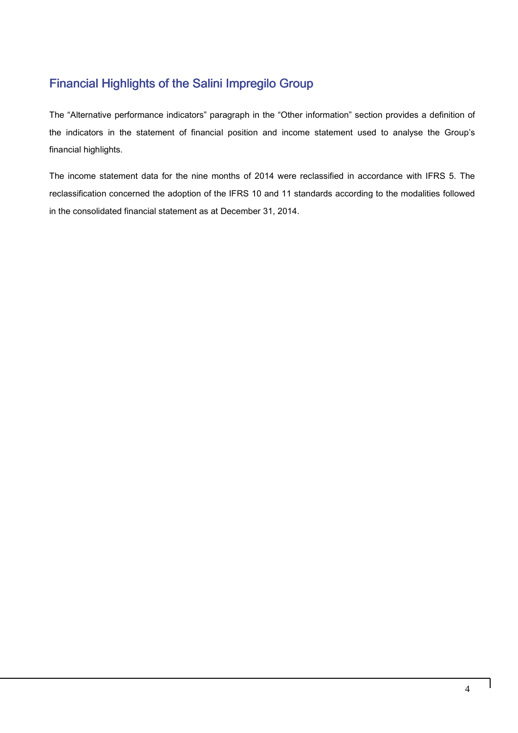## Financial Highlights of the Salini Impregilo Group

The "Alternative performance indicators" paragraph in the "Other information" section provides a definition of the indicators in the statement of financial position and income statement used to analyse the Group's financial highlights.

The income statement data for the nine months of 2014 were reclassified in accordance with IFRS 5. The reclassification concerned the adoption of the IFRS 10 and 11 standards according to the modalities followed in the consolidated financial statement as at December 31, 2014.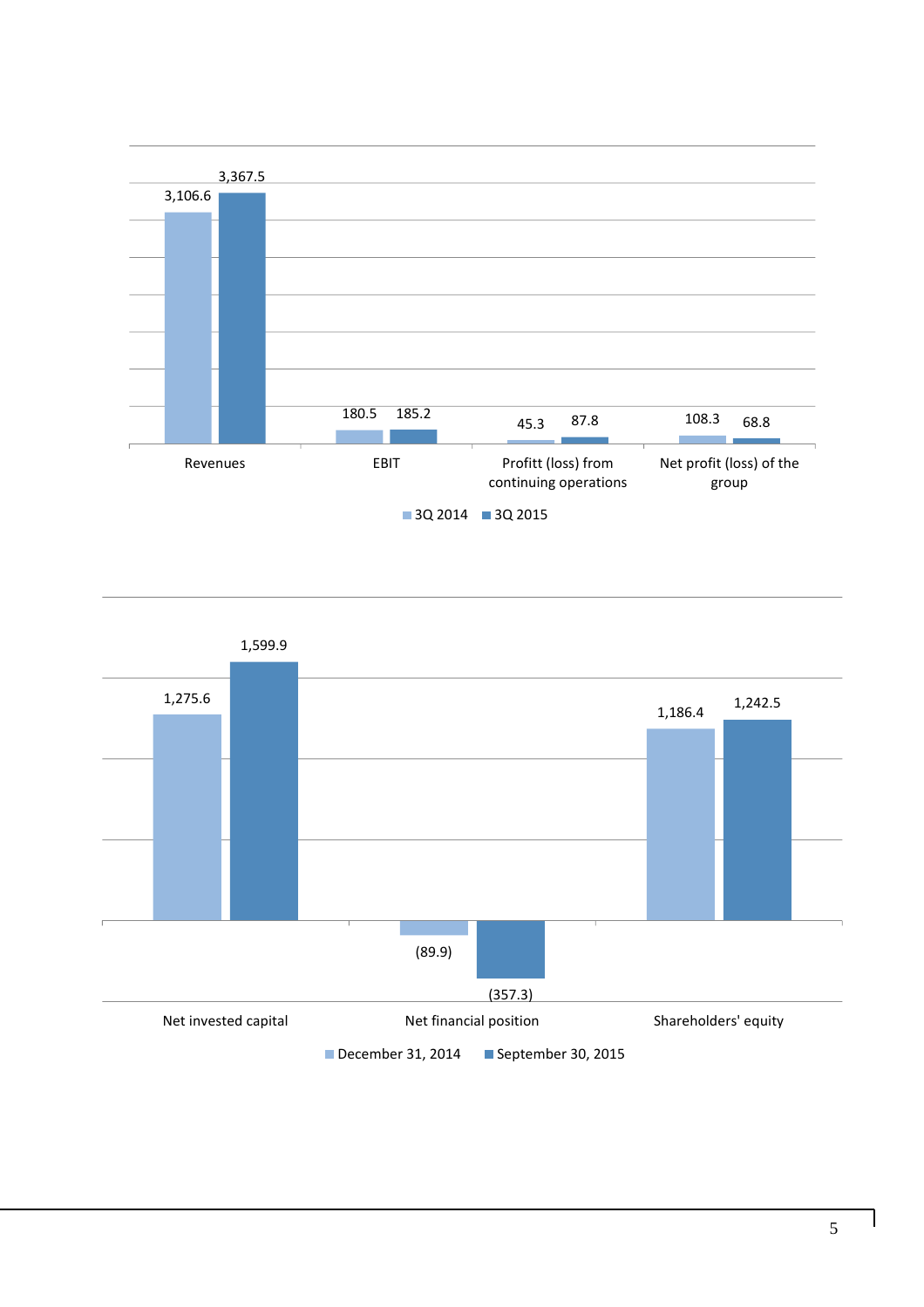| | 3Q 2014 | 3Q 2015 |
|---|---|---|
| Revenues | 3,106.6 | 3,367.5 |
| EBIT | 180.5 | 185.2 |
| Profitt (loss) from continuing operations | 45.3 | 87.8 |
| Net profit (loss) of the group | 108.3 | 68.8 |

| | December 31, 2014 | September 30, 2015 |
|---|---|---|
| Net invested capital | 1,275.6 | 1,599.9 |
| Net financial position | (89.9) | (357.3) |
| Shareholders' equity | 1,186.4 | 1,242.5 |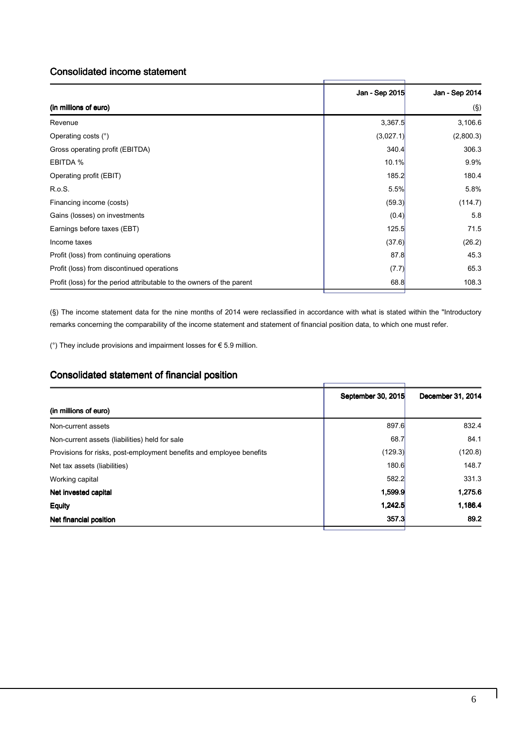## Consolidated income statement

| (in millions of euro) | Jan - Sep 2015 | Jan - Sep 2014 (§) |
|---|---|---|
| Revenue | 3,367.5 | 3,106.6 |
| Operating costs (°) | (3,027.1) | (2,800.3) |
| Gross operating profit (EBITDA) | 340.4 | 306.3 |
| EBITDA % | 10.1% | 9.9% |
| Operating profit (EBIT) | 185.2 | 180.4 |
| R.o.S. | 5.5% | 5.8% |
| Financing income (costs) | (59.3) | (114.7) |
| Gains (losses) on investments | (0.4) | 5.8 |
| Earnings before taxes (EBT) | 125.5 | 71.5 |
| Income taxes | (37.6) | (26.2) |
| Profit (loss) from continuing operations | 87.8 | 45.3 |
| Profit (loss) from discontinued operations | (7.7) | 65.3 |
| Profit (loss) for the period attributable to the owners of the parent | 68.8 | 108.3 |

(§) The income statement data for the nine months of 2014 were reclassified in accordance with what is stated within the "Introductory remarks concerning the comparability of the income statement and statement of financial position data, to which one must refer.

(°) They include provisions and impairment losses for € 5.9 million.

## Consolidated statement of financial position

| (in millions of euro) | September 30, 2015 | December 31, 2014 |
|---|---|---|
| Non-current assets | 897.6 | 832.4 |
| Non-current assets (liabilities) held for sale | 68.7 | 84.1 |
| Provisions for risks, post-employment benefits and employee benefits | (129.3) | (120.8) |
| Net tax assets (liabilities) | 180.6 | 148.7 |
| Working capital | 582.2 | 331.3 |
| **Net invested capital** | **1,599.9** | **1,275.6** |
| **Equity** | **1,242.5** | **1,186.4** |
| **Net financial position** | **357.3** | **89.2** |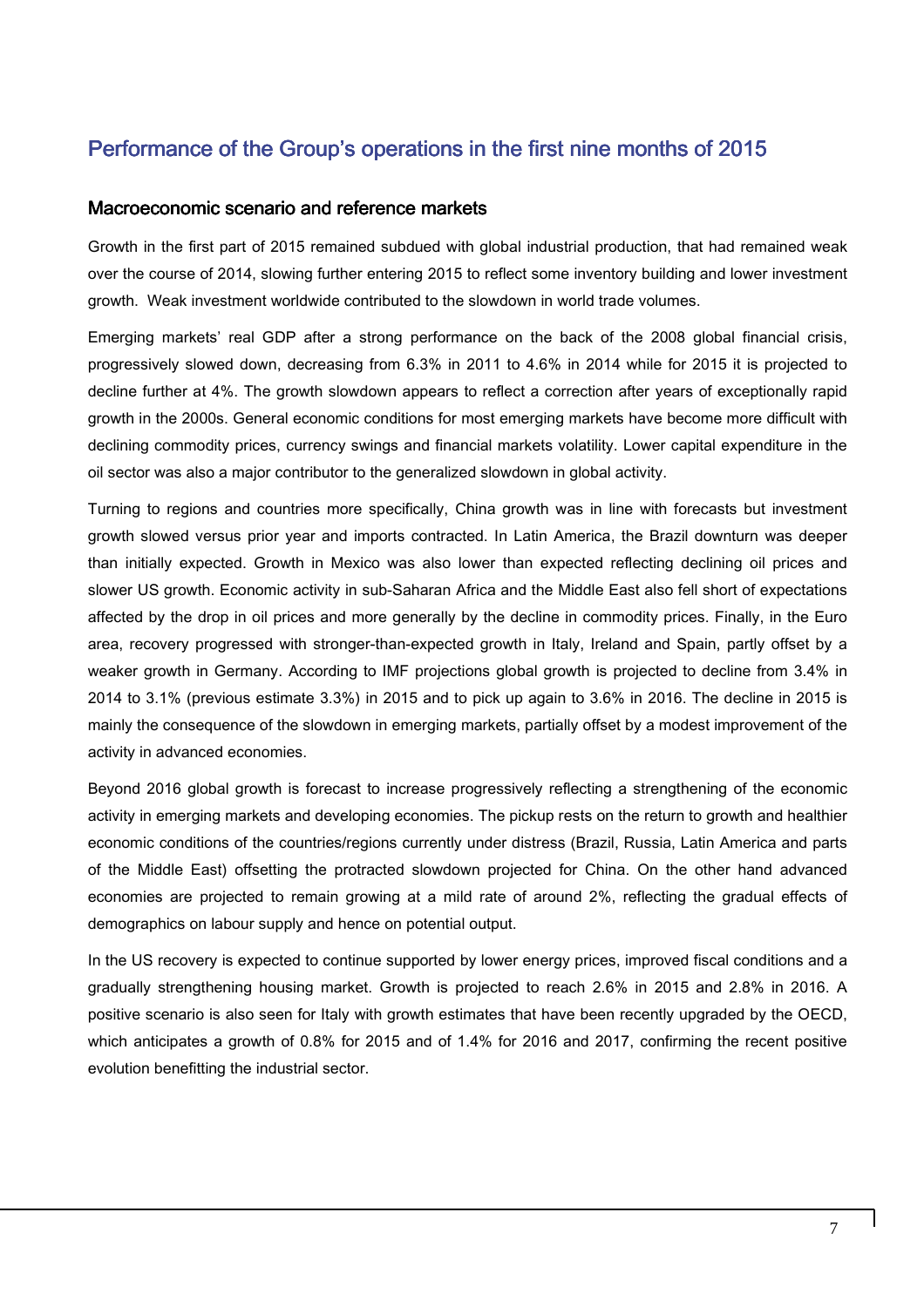## Performance of the Group's operations in the first nine months of 2015

### Macroeconomic scenario and reference markets

Growth in the first part of 2015 remained subdued with global industrial production, that had remained weak over the course of 2014, slowing further entering 2015 to reflect some inventory building and lower investment growth. Weak investment worldwide contributed to the slowdown in world trade volumes.

Emerging markets' real GDP after a strong performance on the back of the 2008 global financial crisis, progressively slowed down, decreasing from 6.3% in 2011 to 4.6% in 2014 while for 2015 it is projected to decline further at 4%. The growth slowdown appears to reflect a correction after years of exceptionally rapid growth in the 2000s. General economic conditions for most emerging markets have become more difficult with declining commodity prices, currency swings and financial markets volatility. Lower capital expenditure in the oil sector was also a major contributor to the generalized slowdown in global activity.

Turning to regions and countries more specifically, China growth was in line with forecasts but investment growth slowed versus prior year and imports contracted. In Latin America, the Brazil downturn was deeper than initially expected. Growth in Mexico was also lower than expected reflecting declining oil prices and slower US growth. Economic activity in sub-Saharan Africa and the Middle East also fell short of expectations affected by the drop in oil prices and more generally by the decline in commodity prices. Finally, in the Euro area, recovery progressed with stronger-than-expected growth in Italy, Ireland and Spain, partly offset by a weaker growth in Germany. According to IMF projections global growth is projected to decline from 3.4% in 2014 to 3.1% (previous estimate 3.3%) in 2015 and to pick up again to 3.6% in 2016. The decline in 2015 is mainly the consequence of the slowdown in emerging markets, partially offset by a modest improvement of the activity in advanced economies.

Beyond 2016 global growth is forecast to increase progressively reflecting a strengthening of the economic activity in emerging markets and developing economies. The pickup rests on the return to growth and healthier economic conditions of the countries/regions currently under distress (Brazil, Russia, Latin America and parts of the Middle East) offsetting the protracted slowdown projected for China. On the other hand advanced economies are projected to remain growing at a mild rate of around 2%, reflecting the gradual effects of demographics on labour supply and hence on potential output.

In the US recovery is expected to continue supported by lower energy prices, improved fiscal conditions and a gradually strengthening housing market. Growth is projected to reach 2.6% in 2015 and 2.8% in 2016. A positive scenario is also seen for Italy with growth estimates that have been recently upgraded by the OECD, which anticipates a growth of 0.8% for 2015 and of 1.4% for 2016 and 2017, confirming the recent positive evolution benefitting the industrial sector.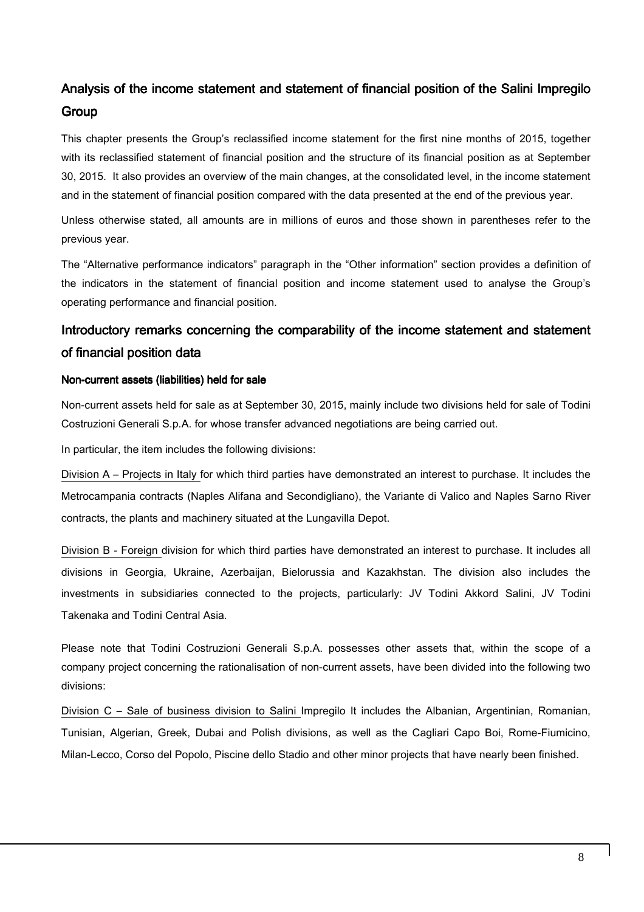## Analysis of the income statement and statement of financial position of the Salini Impregilo Group

This chapter presents the Group's reclassified income statement for the first nine months of 2015, together with its reclassified statement of financial position and the structure of its financial position as at September 30, 2015. It also provides an overview of the main changes, at the consolidated level, in the income statement and in the statement of financial position compared with the data presented at the end of the previous year.

Unless otherwise stated, all amounts are in millions of euros and those shown in parentheses refer to the previous year.

The "Alternative performance indicators" paragraph in the "Other information" section provides a definition of the indicators in the statement of financial position and income statement used to analyse the Group's operating performance and financial position.

## Introductory remarks concerning the comparability of the income statement and statement of financial position data

#### Non-current assets (liabilities) held for sale

Non-current assets held for sale as at September 30, 2015, mainly include two divisions held for sale of Todini Costruzioni Generali S.p.A. for whose transfer advanced negotiations are being carried out.

In particular, the item includes the following divisions:

Division A – Projects in Italy for which third parties have demonstrated an interest to purchase. It includes the Metrocampania contracts (Naples Alifana and Secondigliano), the Variante di Valico and Naples Sarno River contracts, the plants and machinery situated at the Lungavilla Depot.

Division B - Foreign division for which third parties have demonstrated an interest to purchase. It includes all divisions in Georgia, Ukraine, Azerbaijan, Bielorussia and Kazakhstan. The division also includes the investments in subsidiaries connected to the projects, particularly: JV Todini Akkord Salini, JV Todini Takenaka and Todini Central Asia.

Please note that Todini Costruzioni Generali S.p.A. possesses other assets that, within the scope of a company project concerning the rationalisation of non-current assets, have been divided into the following two divisions:

Division C – Sale of business division to Salini Impregilo It includes the Albanian, Argentinian, Romanian, Tunisian, Algerian, Greek, Dubai and Polish divisions, as well as the Cagliari Capo Boi, Rome-Fiumicino, Milan-Lecco, Corso del Popolo, Piscine dello Stadio and other minor projects that have nearly been finished.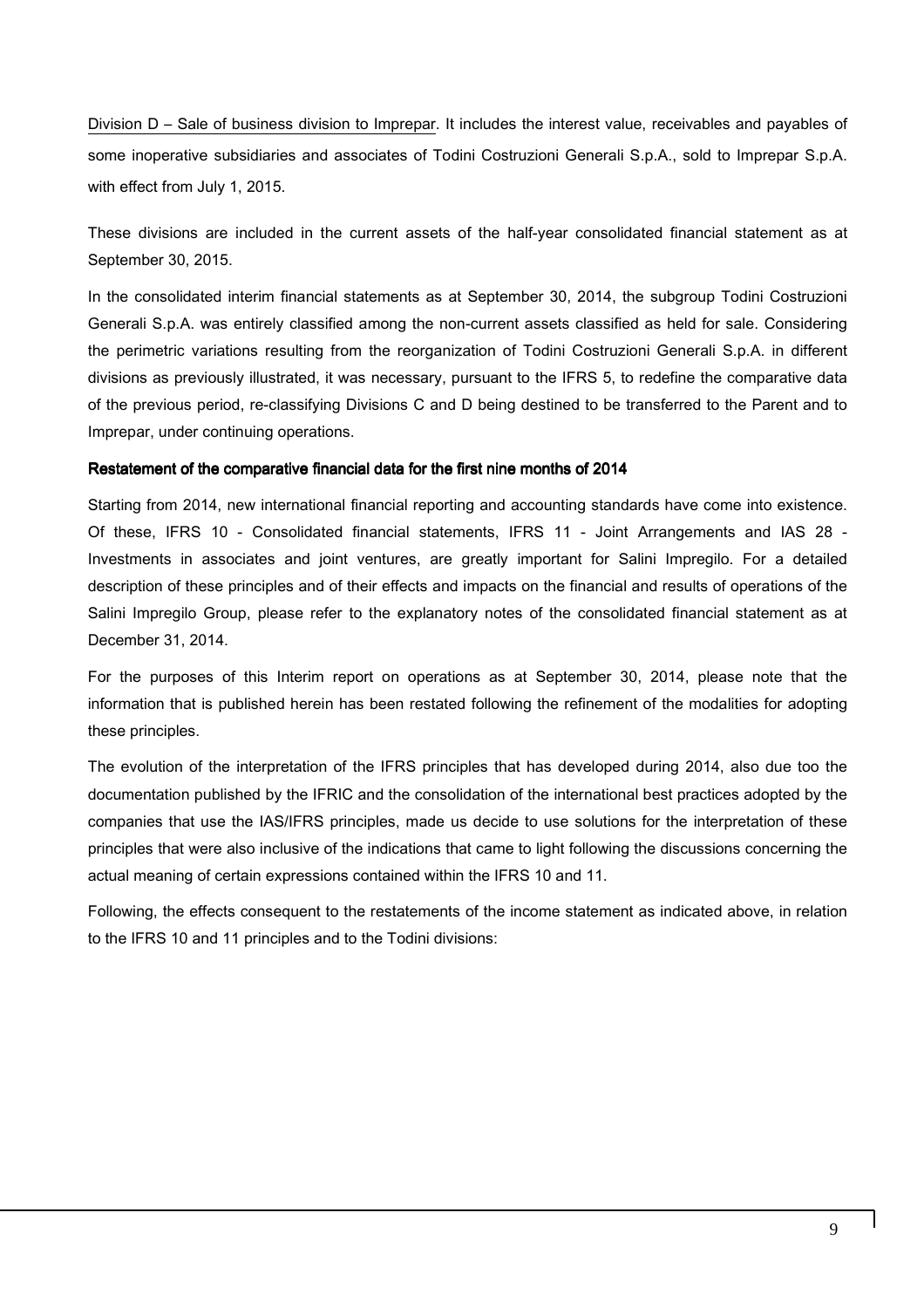Division D – Sale of business division to Imprepar. It includes the interest value, receivables and payables of some inoperative subsidiaries and associates of Todini Costruzioni Generali S.p.A., sold to Imprepar S.p.A. with effect from July 1, 2015.

These divisions are included in the current assets of the half-year consolidated financial statement as at September 30, 2015.

In the consolidated interim financial statements as at September 30, 2014, the subgroup Todini Costruzioni Generali S.p.A. was entirely classified among the non-current assets classified as held for sale. Considering the perimetric variations resulting from the reorganization of Todini Costruzioni Generali S.p.A. in different divisions as previously illustrated, it was necessary, pursuant to the IFRS 5, to redefine the comparative data of the previous period, re-classifying Divisions C and D being destined to be transferred to the Parent and to Imprepar, under continuing operations.

**Restatement of the comparative financial data for the first nine months of 2014**

Starting from 2014, new international financial reporting and accounting standards have come into existence. Of these, IFRS 10 - Consolidated financial statements, IFRS 11 - Joint Arrangements and IAS 28 - Investments in associates and joint ventures, are greatly important for Salini Impregilo. For a detailed description of these principles and of their effects and impacts on the financial and results of operations of the Salini Impregilo Group, please refer to the explanatory notes of the consolidated financial statement as at December 31, 2014.

For the purposes of this Interim report on operations as at September 30, 2014, please note that the information that is published herein has been restated following the refinement of the modalities for adopting these principles.

The evolution of the interpretation of the IFRS principles that has developed during 2014, also due too the documentation published by the IFRIC and the consolidation of the international best practices adopted by the companies that use the IAS/IFRS principles, made us decide to use solutions for the interpretation of these principles that were also inclusive of the indications that came to light following the discussions concerning the actual meaning of certain expressions contained within the IFRS 10 and 11.

Following, the effects consequent to the restatements of the income statement as indicated above, in relation to the IFRS 10 and 11 principles and to the Todini divisions: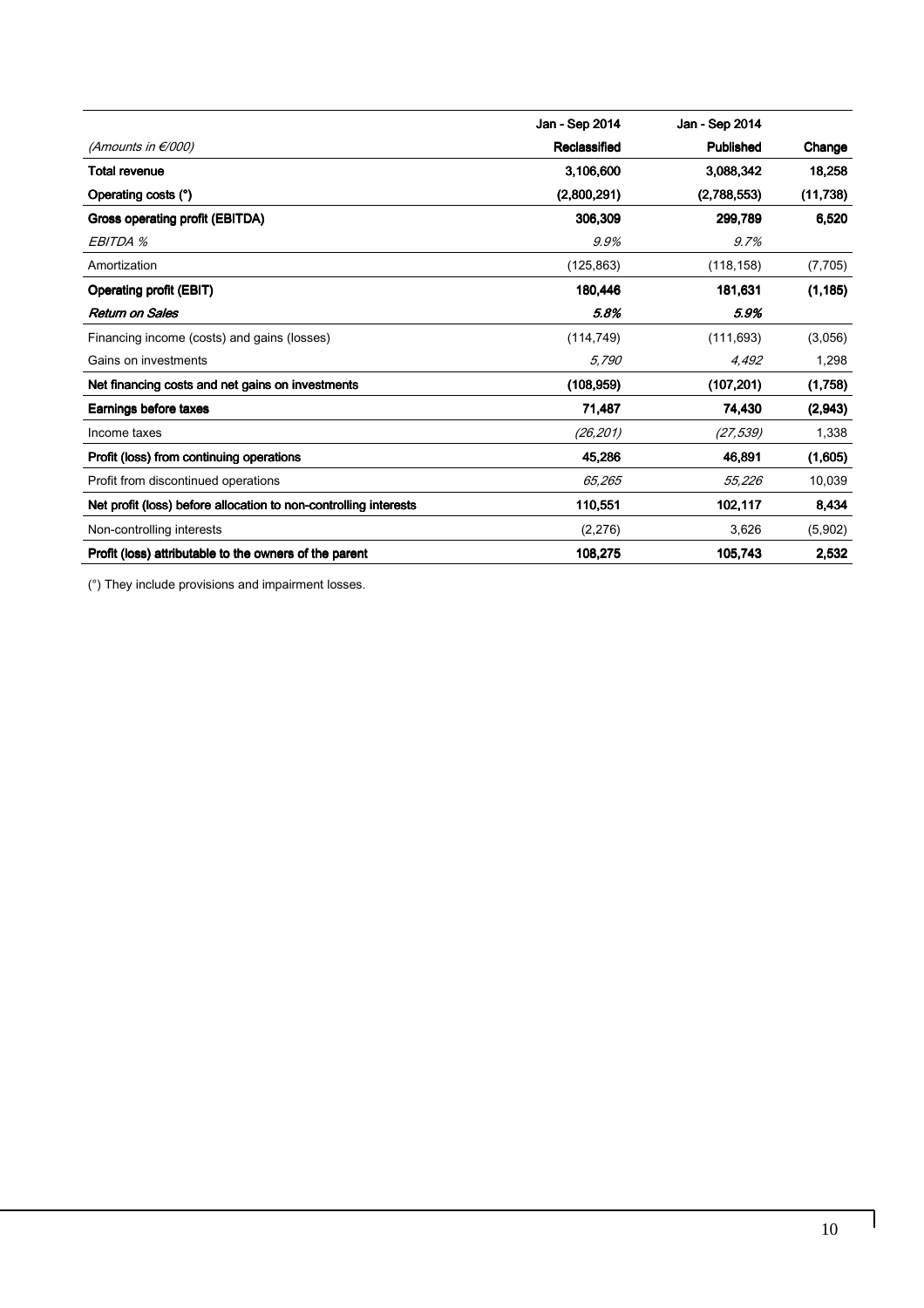| (Amounts in €/000) | Jan - Sep 2014 Reclassified | Jan - Sep 2014 Published | Change |
|---|---|---|---|
| **Total revenue** | **3,106,600** | **3,088,342** | **18,258** |
| **Operating costs (°)** | **(2,800,291)** | **(2,788,553)** | **(11,738)** |
| **Gross operating profit (EBITDA)** | **306,309** | **299,789** | **6,520** |
| *EBITDA %* | *9.9%* | *9.7%* | |
| Amortization | (125,863) | (118,158) | (7,705) |
| **Operating profit (EBIT)** | **180,446** | **181,631** | **(1,185)** |
| ***Return on Sales*** | ***5.8%*** | ***5.9%*** | |
| Financing income (costs) and gains (losses) | (114,749) | (111,693) | (3,056) |
| Gains on investments | *5,790* | *4,492* | 1,298 |
| **Net financing costs and net gains on investments** | **(108,959)** | **(107,201)** | **(1,758)** |
| **Earnings before taxes** | **71,487** | **74,430** | **(2,943)** |
| Income taxes | *(26,201)* | *(27,539)* | 1,338 |
| **Profit (loss) from continuing operations** | **45,286** | **46,891** | **(1,605)** |
| Profit from discontinued operations | *65,265* | *55,226* | 10,039 |
| **Net profit (loss) before allocation to non-controlling interests** | **110,551** | **102,117** | **8,434** |
| Non-controlling interests | (2,276) | 3,626 | (5,902) |
| **Profit (loss) attributable to the owners of the parent** | **108,275** | **105,743** | **2,532** |

(°) They include provisions and impairment losses.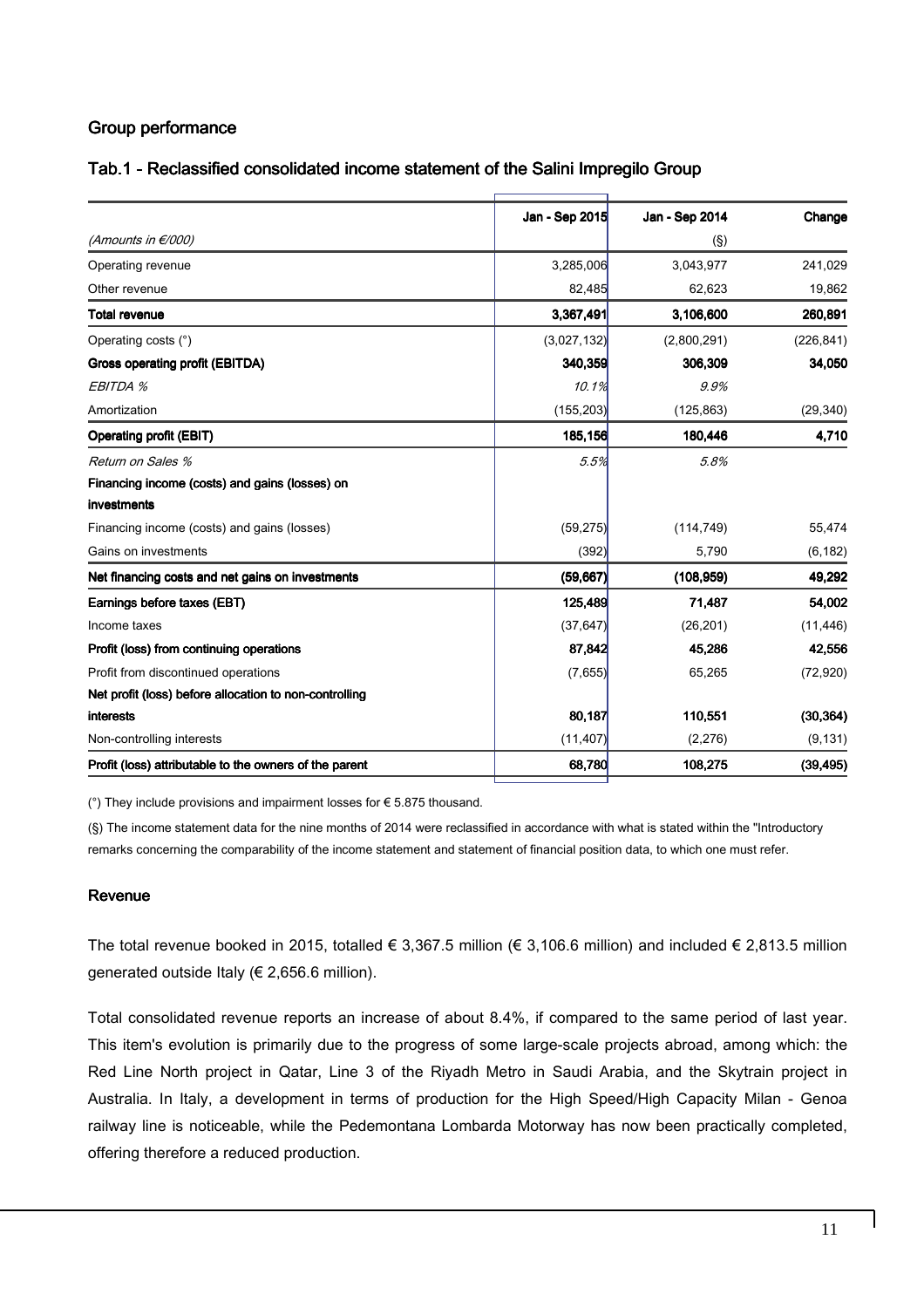## Group performance

### Tab.1 - Reclassified consolidated income statement of the Salini Impregilo Group

| (Amounts in €/000) | Jan - Sep 2015 | Jan - Sep 2014 (§) | Change |
|---|---|---|---|
| Operating revenue | 3,285,006 | 3,043,977 | 241,029 |
| Other revenue | 82,485 | 62,623 | 19,862 |
| **Total revenue** | **3,367,491** | **3,106,600** | **260,891** |
| Operating costs (°) | (3,027,132) | (2,800,291) | (226,841) |
| **Gross operating profit (EBITDA)** | **340,359** | **306,309** | **34,050** |
| *EBITDA %* | *10.1%* | *9.9%* | |
| Amortization | (155,203) | (125,863) | (29,340) |
| **Operating profit (EBIT)** | **185,156** | **180,446** | **4,710** |
| *Return on Sales %* | *5.5%* | *5.8%* | |
| **Financing income (costs) and gains (losses) on investments** | | | |
| Financing income (costs) and gains (losses) | (59,275) | (114,749) | 55,474 |
| Gains on investments | (392) | 5,790 | (6,182) |
| **Net financing costs and net gains on investments** | **(59,667)** | **(108,959)** | **49,292** |
| **Earnings before taxes (EBT)** | **125,489** | **71,487** | **54,002** |
| Income taxes | (37,647) | (26,201) | (11,446) |
| **Profit (loss) from continuing operations** | **87,842** | **45,286** | **42,556** |
| Profit from discontinued operations | (7,655) | 65,265 | (72,920) |
| **Net profit (loss) before allocation to non-controlling interests** | **80,187** | **110,551** | **(30,364)** |
| Non-controlling interests | (11,407) | (2,276) | (9,131) |
| **Profit (loss) attributable to the owners of the parent** | **68,780** | **108,275** | **(39,495)** |

(°) They include provisions and impairment losses for € 5.875 thousand.

(§) The income statement data for the nine months of 2014 were reclassified in accordance with what is stated within the "Introductory remarks concerning the comparability of the income statement and statement of financial position data, to which one must refer.

### Revenue

The total revenue booked in 2015, totalled € 3,367.5 million (€ 3,106.6 million) and included € 2,813.5 million generated outside Italy (€ 2,656.6 million).

Total consolidated revenue reports an increase of about 8.4%, if compared to the same period of last year. This item's evolution is primarily due to the progress of some large-scale projects abroad, among which: the Red Line North project in Qatar, Line 3 of the Riyadh Metro in Saudi Arabia, and the Skytrain project in Australia. In Italy, a development in terms of production for the High Speed/High Capacity Milan - Genoa railway line is noticeable, while the Pedemontana Lombarda Motorway has now been practically completed, offering therefore a reduced production.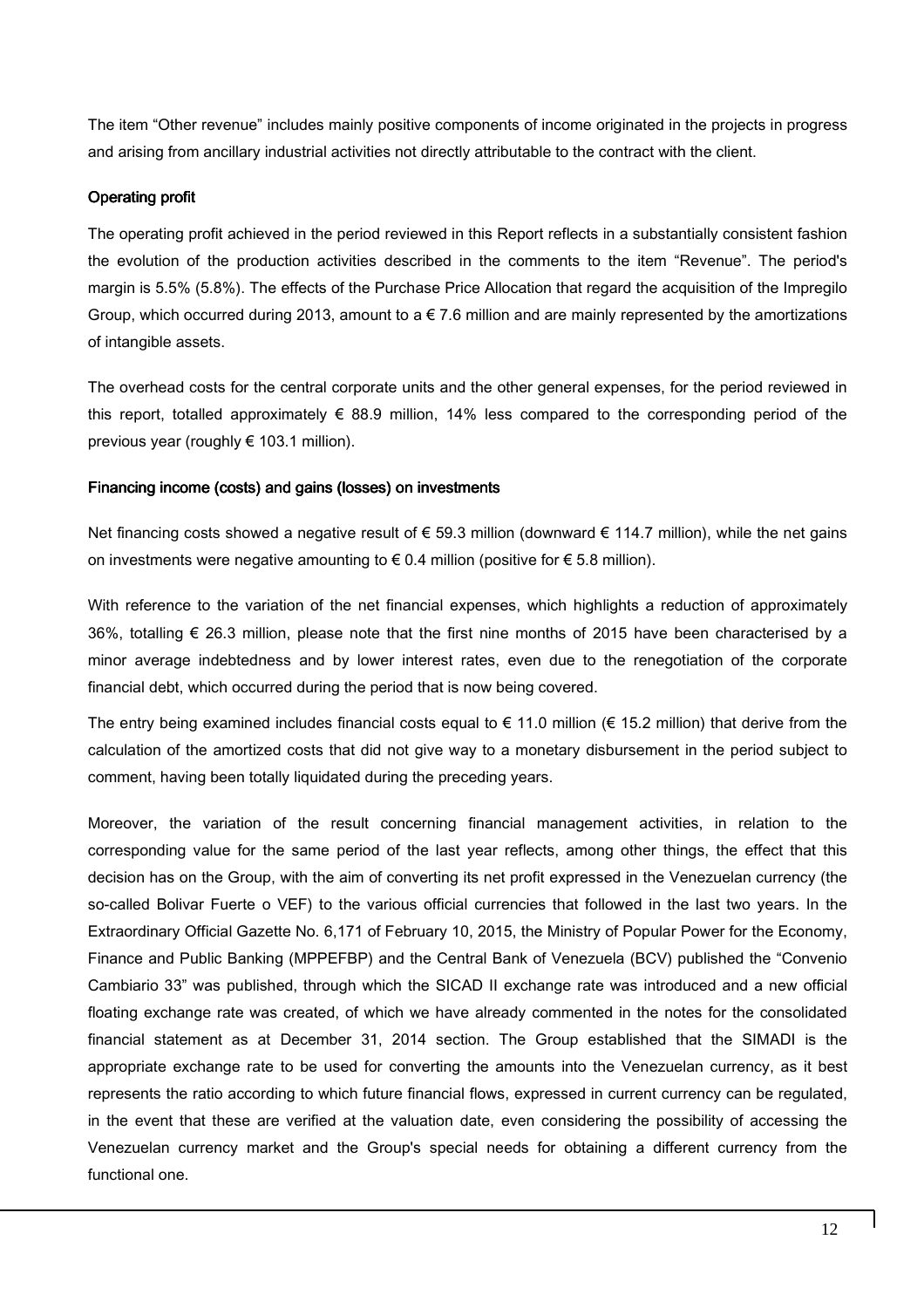The item “Other revenue” includes mainly positive components of income originated in the projects in progress and arising from ancillary industrial activities not directly attributable to the contract with the client.

### Operating profit

The operating profit achieved in the period reviewed in this Report reflects in a substantially consistent fashion the evolution of the production activities described in the comments to the item “Revenue”. The period's margin is 5.5% (5.8%). The effects of the Purchase Price Allocation that regard the acquisition of the Impregilo Group, which occurred during 2013, amount to a € 7.6 million and are mainly represented by the amortizations of intangible assets.

The overhead costs for the central corporate units and the other general expenses, for the period reviewed in this report, totalled approximately € 88.9 million, 14% less compared to the corresponding period of the previous year (roughly € 103.1 million).

### Financing income (costs) and gains (losses) on investments

Net financing costs showed a negative result of € 59.3 million (downward € 114.7 million), while the net gains on investments were negative amounting to € 0.4 million (positive for € 5.8 million).

With reference to the variation of the net financial expenses, which highlights a reduction of approximately 36%, totalling € 26.3 million, please note that the first nine months of 2015 have been characterised by a minor average indebtedness and by lower interest rates, even due to the renegotiation of the corporate financial debt, which occurred during the period that is now being covered.

The entry being examined includes financial costs equal to € 11.0 million (€ 15.2 million) that derive from the calculation of the amortized costs that did not give way to a monetary disbursement in the period subject to comment, having been totally liquidated during the preceding years.

Moreover, the variation of the result concerning financial management activities, in relation to the corresponding value for the same period of the last year reflects, among other things, the effect that this decision has on the Group, with the aim of converting its net profit expressed in the Venezuelan currency (the so-called Bolivar Fuerte o VEF) to the various official currencies that followed in the last two years. In the Extraordinary Official Gazette No. 6,171 of February 10, 2015, the Ministry of Popular Power for the Economy, Finance and Public Banking (MPPEFBP) and the Central Bank of Venezuela (BCV) published the “Convenio Cambiario 33” was published, through which the SICAD II exchange rate was introduced and a new official floating exchange rate was created, of which we have already commented in the notes for the consolidated financial statement as at December 31, 2014 section. The Group established that the SIMADI is the appropriate exchange rate to be used for converting the amounts into the Venezuelan currency, as it best represents the ratio according to which future financial flows, expressed in current currency can be regulated, in the event that these are verified at the valuation date, even considering the possibility of accessing the Venezuelan currency market and the Group's special needs for obtaining a different currency from the functional one.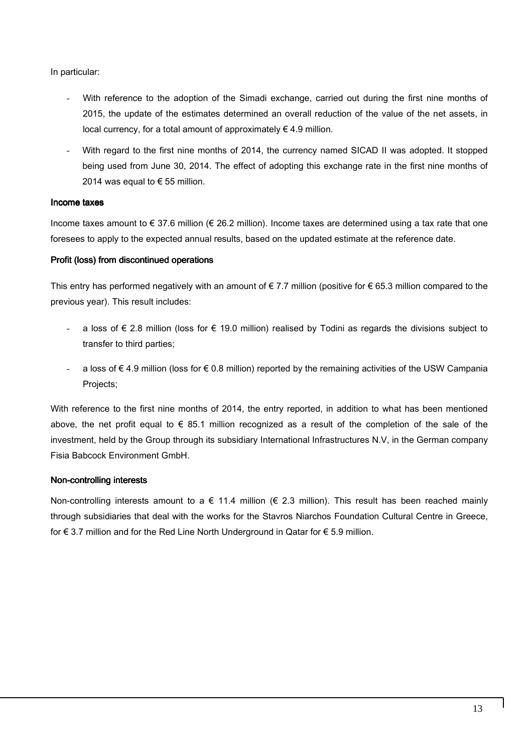In particular:

- With reference to the adoption of the Simadi exchange, carried out during the first nine months of 2015, the update of the estimates determined an overall reduction of the value of the net assets, in local currency, for a total amount of approximately € 4.9 million.
- With regard to the first nine months of 2014, the currency named SICAD II was adopted. It stopped being used from June 30, 2014. The effect of adopting this exchange rate in the first nine months of 2014 was equal to € 55 million.

### Income taxes

Income taxes amount to € 37.6 million (€ 26.2 million). Income taxes are determined using a tax rate that one foresees to apply to the expected annual results, based on the updated estimate at the reference date.

### Profit (loss) from discontinued operations

This entry has performed negatively with an amount of € 7.7 million (positive for € 65.3 million compared to the previous year). This result includes:

- a loss of € 2.8 million (loss for € 19.0 million) realised by Todini as regards the divisions subject to transfer to third parties;
- a loss of € 4.9 million (loss for € 0.8 million) reported by the remaining activities of the USW Campania Projects;

With reference to the first nine months of 2014, the entry reported, in addition to what has been mentioned above, the net profit equal to € 85.1 million recognized as a result of the completion of the sale of the investment, held by the Group through its subsidiary International Infrastructures N.V, in the German company Fisia Babcock Environment GmbH.

### Non-controlling interests

Non-controlling interests amount to a € 11.4 million (€ 2.3 million). This result has been reached mainly through subsidiaries that deal with the works for the Stavros Niarchos Foundation Cultural Centre in Greece, for € 3.7 million and for the Red Line North Underground in Qatar for € 5.9 million.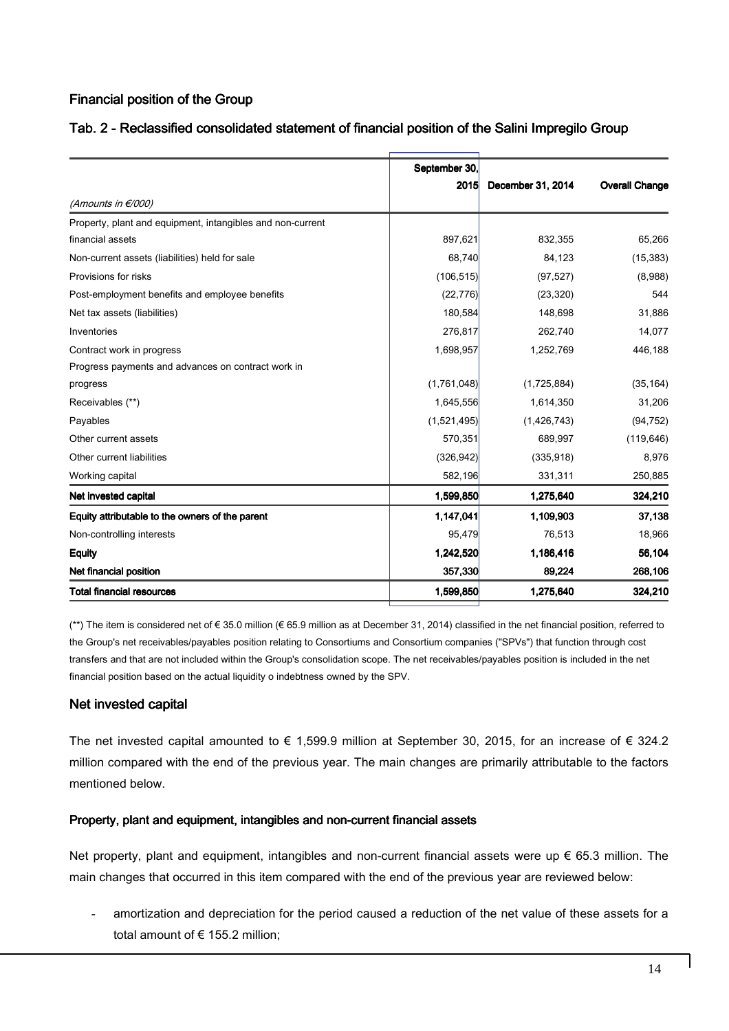## Financial position of the Group

### Tab. 2 - Reclassified consolidated statement of financial position of the Salini Impregilo Group

| *(Amounts in €/000)* | September 30, 2015 | December 31, 2014 | Overall Change |
|---|---|---|---|
| Property, plant and equipment, intangibles and non-current financial assets | 897,621 | 832,355 | 65,266 |
| Non-current assets (liabilities) held for sale | 68,740 | 84,123 | (15,383) |
| Provisions for risks | (106,515) | (97,527) | (8,988) |
| Post-employment benefits and employee benefits | (22,776) | (23,320) | 544 |
| Net tax assets (liabilities) | 180,584 | 148,698 | 31,886 |
| Inventories | 276,817 | 262,740 | 14,077 |
| Contract work in progress | 1,698,957 | 1,252,769 | 446,188 |
| Progress payments and advances on contract work in progress | (1,761,048) | (1,725,884) | (35,164) |
| Receivables (**) | 1,645,556 | 1,614,350 | 31,206 |
| Payables | (1,521,495) | (1,426,743) | (94,752) |
| Other current assets | 570,351 | 689,997 | (119,646) |
| Other current liabilities | (326,942) | (335,918) | 8,976 |
| Working capital | 582,196 | 331,311 | 250,885 |
| **Net invested capital** | **1,599,850** | **1,275,640** | **324,210** |
| **Equity attributable to the owners of the parent** | **1,147,041** | **1,109,903** | **37,138** |
| Non-controlling interests | 95,479 | 76,513 | 18,966 |
| **Equity** | **1,242,520** | **1,186,416** | **56,104** |
| **Net financial position** | **357,330** | **89,224** | **268,106** |
| **Total financial resources** | **1,599,850** | **1,275,640** | **324,210** |

(**) The item is considered net of € 35.0 million (€ 65.9 million as at December 31, 2014) classified in the net financial position, referred to the Group's net receivables/payables position relating to Consortiums and Consortium companies ("SPVs") that function through cost transfers and that are not included within the Group's consolidation scope. The net receivables/payables position is included in the net financial position based on the actual liquidity o indebtness owned by the SPV.

## Net invested capital

The net invested capital amounted to € 1,599.9 million at September 30, 2015, for an increase of € 324.2 million compared with the end of the previous year. The main changes are primarily attributable to the factors mentioned below.

### Property, plant and equipment, intangibles and non-current financial assets

Net property, plant and equipment, intangibles and non-current financial assets were up € 65.3 million. The main changes that occurred in this item compared with the end of the previous year are reviewed below:

- amortization and depreciation for the period caused a reduction of the net value of these assets for a total amount of € 155.2 million;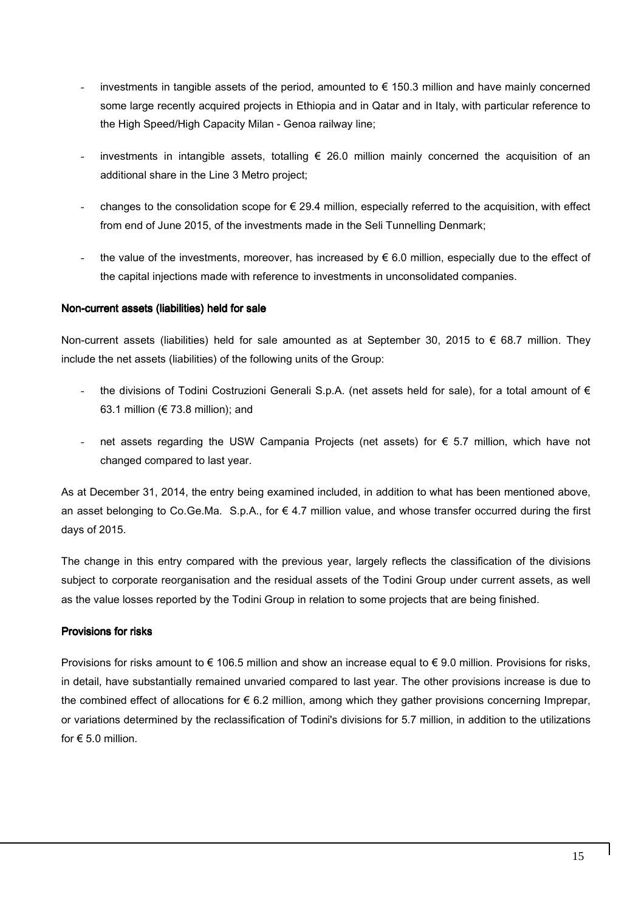- investments in tangible assets of the period, amounted to € 150.3 million and have mainly concerned some large recently acquired projects in Ethiopia and in Qatar and in Italy, with particular reference to the High Speed/High Capacity Milan - Genoa railway line;

- investments in intangible assets, totalling € 26.0 million mainly concerned the acquisition of an additional share in the Line 3 Metro project;

- changes to the consolidation scope for € 29.4 million, especially referred to the acquisition, with effect from end of June 2015, of the investments made in the Seli Tunnelling Denmark;

- the value of the investments, moreover, has increased by € 6.0 million, especially due to the effect of the capital injections made with reference to investments in unconsolidated companies.

**Non-current assets (liabilities) held for sale**

Non-current assets (liabilities) held for sale amounted as at September 30, 2015 to € 68.7 million. They include the net assets (liabilities) of the following units of the Group:

- the divisions of Todini Costruzioni Generali S.p.A. (net assets held for sale), for a total amount of € 63.1 million (€ 73.8 million); and

- net assets regarding the USW Campania Projects (net assets) for € 5.7 million, which have not changed compared to last year.

As at December 31, 2014, the entry being examined included, in addition to what has been mentioned above, an asset belonging to Co.Ge.Ma. S.p.A., for € 4.7 million value, and whose transfer occurred during the first days of 2015.

The change in this entry compared with the previous year, largely reflects the classification of the divisions subject to corporate reorganisation and the residual assets of the Todini Group under current assets, as well as the value losses reported by the Todini Group in relation to some projects that are being finished.

**Provisions for risks**

Provisions for risks amount to € 106.5 million and show an increase equal to € 9.0 million. Provisions for risks, in detail, have substantially remained unvaried compared to last year. The other provisions increase is due to the combined effect of allocations for € 6.2 million, among which they gather provisions concerning Imprepar, or variations determined by the reclassification of Todini's divisions for 5.7 million, in addition to the utilizations for € 5.0 million.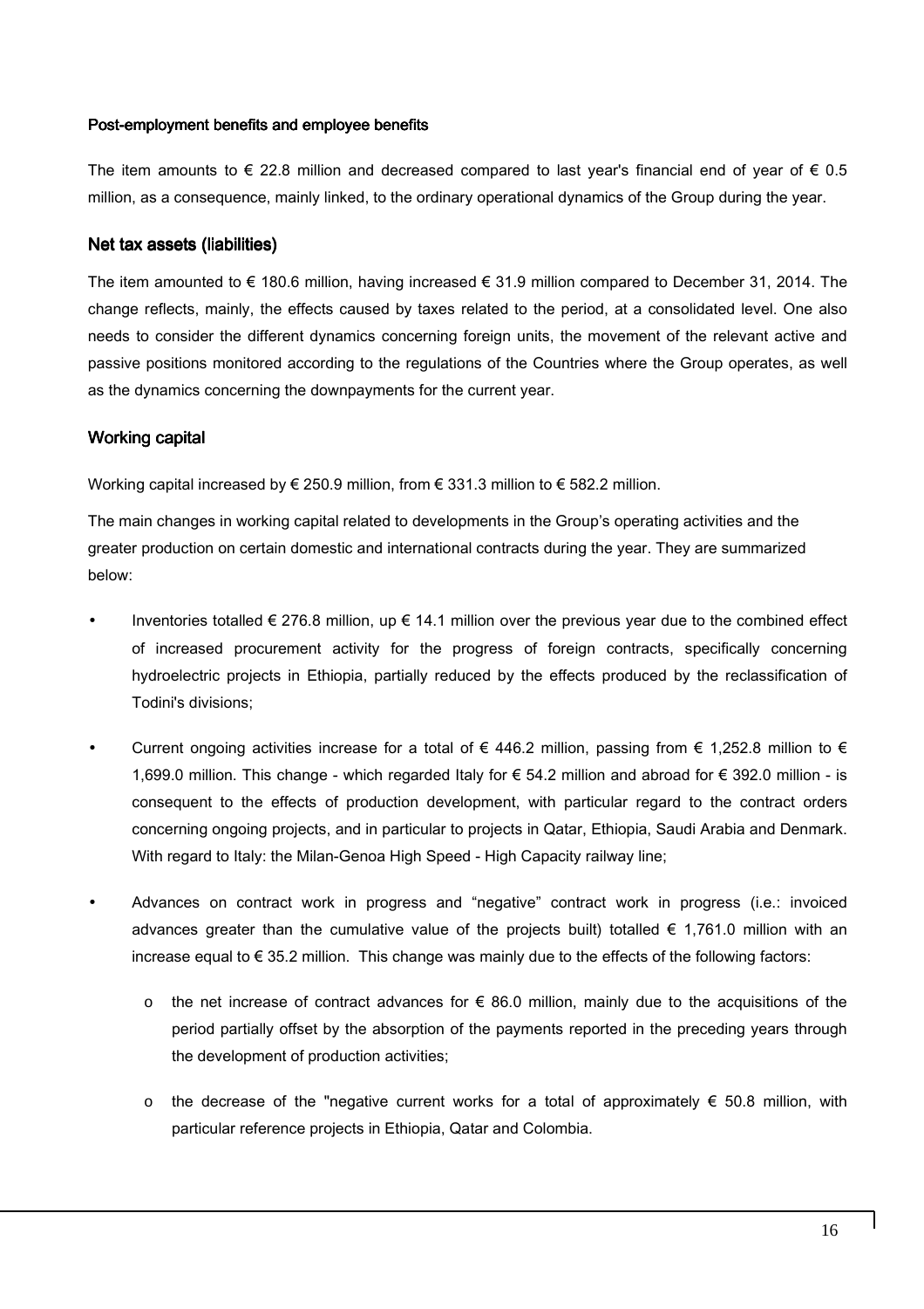### Post-employment benefits and employee benefits

The item amounts to € 22.8 million and decreased compared to last year's financial end of year of € 0.5 million, as a consequence, mainly linked, to the ordinary operational dynamics of the Group during the year.

## Net tax assets (liabilities)

The item amounted to € 180.6 million, having increased € 31.9 million compared to December 31, 2014. The change reflects, mainly, the effects caused by taxes related to the period, at a consolidated level. One also needs to consider the different dynamics concerning foreign units, the movement of the relevant active and passive positions monitored according to the regulations of the Countries where the Group operates, as well as the dynamics concerning the downpayments for the current year.

## Working capital

Working capital increased by € 250.9 million, from € 331.3 million to € 582.2 million.

The main changes in working capital related to developments in the Group's operating activities and the greater production on certain domestic and international contracts during the year. They are summarized below:

- Inventories totalled € 276.8 million, up € 14.1 million over the previous year due to the combined effect of increased procurement activity for the progress of foreign contracts, specifically concerning hydroelectric projects in Ethiopia, partially reduced by the effects produced by the reclassification of Todini's divisions;
- Current ongoing activities increase for a total of € 446.2 million, passing from € 1,252.8 million to € 1,699.0 million. This change - which regarded Italy for € 54.2 million and abroad for € 392.0 million - is consequent to the effects of production development, with particular regard to the contract orders concerning ongoing projects, and in particular to projects in Qatar, Ethiopia, Saudi Arabia and Denmark. With regard to Italy: the Milan-Genoa High Speed - High Capacity railway line;
- Advances on contract work in progress and "negative" contract work in progress (i.e.: invoiced advances greater than the cumulative value of the projects built) totalled € 1,761.0 million with an increase equal to € 35.2 million. This change was mainly due to the effects of the following factors:
    - the net increase of contract advances for € 86.0 million, mainly due to the acquisitions of the period partially offset by the absorption of the payments reported in the preceding years through the development of production activities;
    - the decrease of the "negative current works for a total of approximately € 50.8 million, with particular reference projects in Ethiopia, Qatar and Colombia.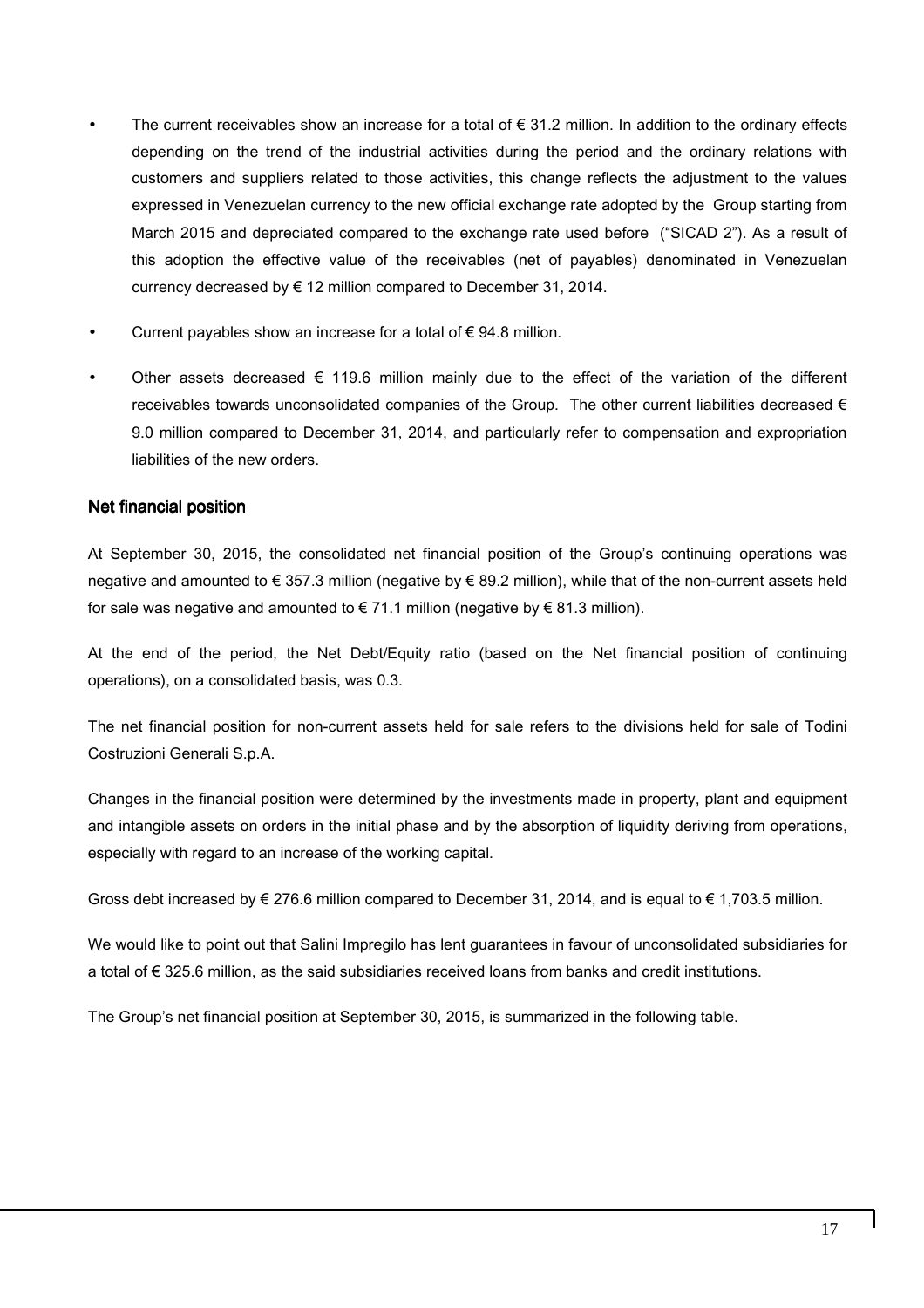- The current receivables show an increase for a total of € 31.2 million. In addition to the ordinary effects depending on the trend of the industrial activities during the period and the ordinary relations with customers and suppliers related to those activities, this change reflects the adjustment to the values expressed in Venezuelan currency to the new official exchange rate adopted by the Group starting from March 2015 and depreciated compared to the exchange rate used before ("SICAD 2"). As a result of this adoption the effective value of the receivables (net of payables) denominated in Venezuelan currency decreased by € 12 million compared to December 31, 2014.
- Current payables show an increase for a total of € 94.8 million.
- Other assets decreased € 119.6 million mainly due to the effect of the variation of the different receivables towards unconsolidated companies of the Group. The other current liabilities decreased € 9.0 million compared to December 31, 2014, and particularly refer to compensation and expropriation liabilities of the new orders.

## Net financial position

At September 30, 2015, the consolidated net financial position of the Group's continuing operations was negative and amounted to € 357.3 million (negative by € 89.2 million), while that of the non-current assets held for sale was negative and amounted to € 71.1 million (negative by € 81.3 million).

At the end of the period, the Net Debt/Equity ratio (based on the Net financial position of continuing operations), on a consolidated basis, was 0.3.

The net financial position for non-current assets held for sale refers to the divisions held for sale of Todini Costruzioni Generali S.p.A.

Changes in the financial position were determined by the investments made in property, plant and equipment and intangible assets on orders in the initial phase and by the absorption of liquidity deriving from operations, especially with regard to an increase of the working capital.

Gross debt increased by € 276.6 million compared to December 31, 2014, and is equal to € 1,703.5 million.

We would like to point out that Salini Impregilo has lent guarantees in favour of unconsolidated subsidiaries for a total of € 325.6 million, as the said subsidiaries received loans from banks and credit institutions.

The Group's net financial position at September 30, 2015, is summarized in the following table.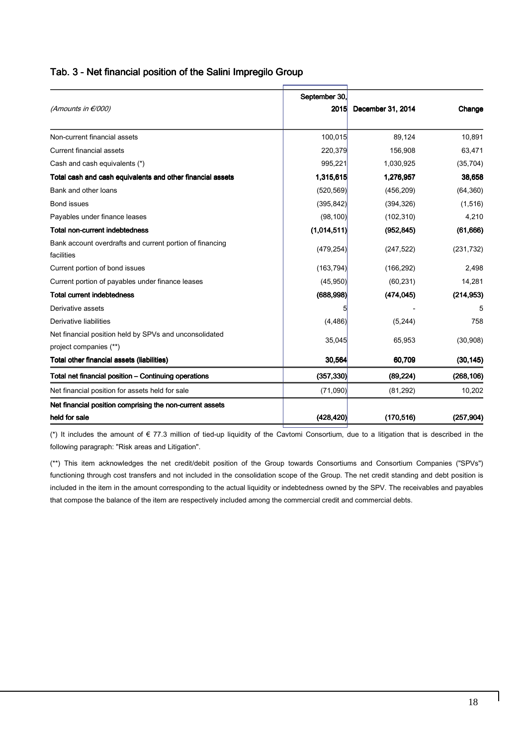## Tab. 3 - Net financial position of the Salini Impregilo Group

| *(Amounts in €/000)* | September 30, 2015 | December 31, 2014 | Change |
|---|---|---|---|
| Non-current financial assets | 100,015 | 89,124 | 10,891 |
| Current financial assets | 220,379 | 156,908 | 63,471 |
| Cash and cash equivalents (*) | 995,221 | 1,030,925 | (35,704) |
| **Total cash and cash equivalents and other financial assets** | **1,315,615** | **1,276,957** | **38,658** |
| Bank and other loans | (520,569) | (456,209) | (64,360) |
| Bond issues | (395,842) | (394,326) | (1,516) |
| Payables under finance leases | (98,100) | (102,310) | 4,210 |
| **Total non-current indebtedness** | **(1,014,511)** | **(952,845)** | **(61,666)** |
| Bank account overdrafts and current portion of financing facilities | (479,254) | (247,522) | (231,732) |
| Current portion of bond issues | (163,794) | (166,292) | 2,498 |
| Current portion of payables under finance leases | (45,950) | (60,231) | 14,281 |
| **Total current indebtedness** | **(688,998)** | **(474,045)** | **(214,953)** |
| Derivative assets | 5 | - | 5 |
| Derivative liabilities | (4,486) | (5,244) | 758 |
| Net financial position held by SPVs and unconsolidated project companies (**) | 35,045 | 65,953 | (30,908) |
| **Total other financial assets (liabilities)** | **30,564** | **60,709** | **(30,145)** |
| **Total net financial position – Continuing operations** | **(357,330)** | **(89,224)** | **(268,106)** |
| Net financial position for assets held for sale | (71,090) | (81,292) | 10,202 |
| **Net financial position comprising the non-current assets held for sale** | **(428,420)** | **(170,516)** | **(257,904)** |

(*) It includes the amount of € 77.3 million of tied-up liquidity of the Cavtomi Consortium, due to a litigation that is described in the following paragraph: "Risk areas and Litigation".

(**) This item acknowledges the net credit/debit position of the Group towards Consortiums and Consortium Companies ("SPVs") functioning through cost transfers and not included in the consolidation scope of the Group. The net credit standing and debt position is included in the item in the amount corresponding to the actual liquidity or indebtedness owned by the SPV. The receivables and payables that compose the balance of the item are respectively included among the commercial credit and commercial debts.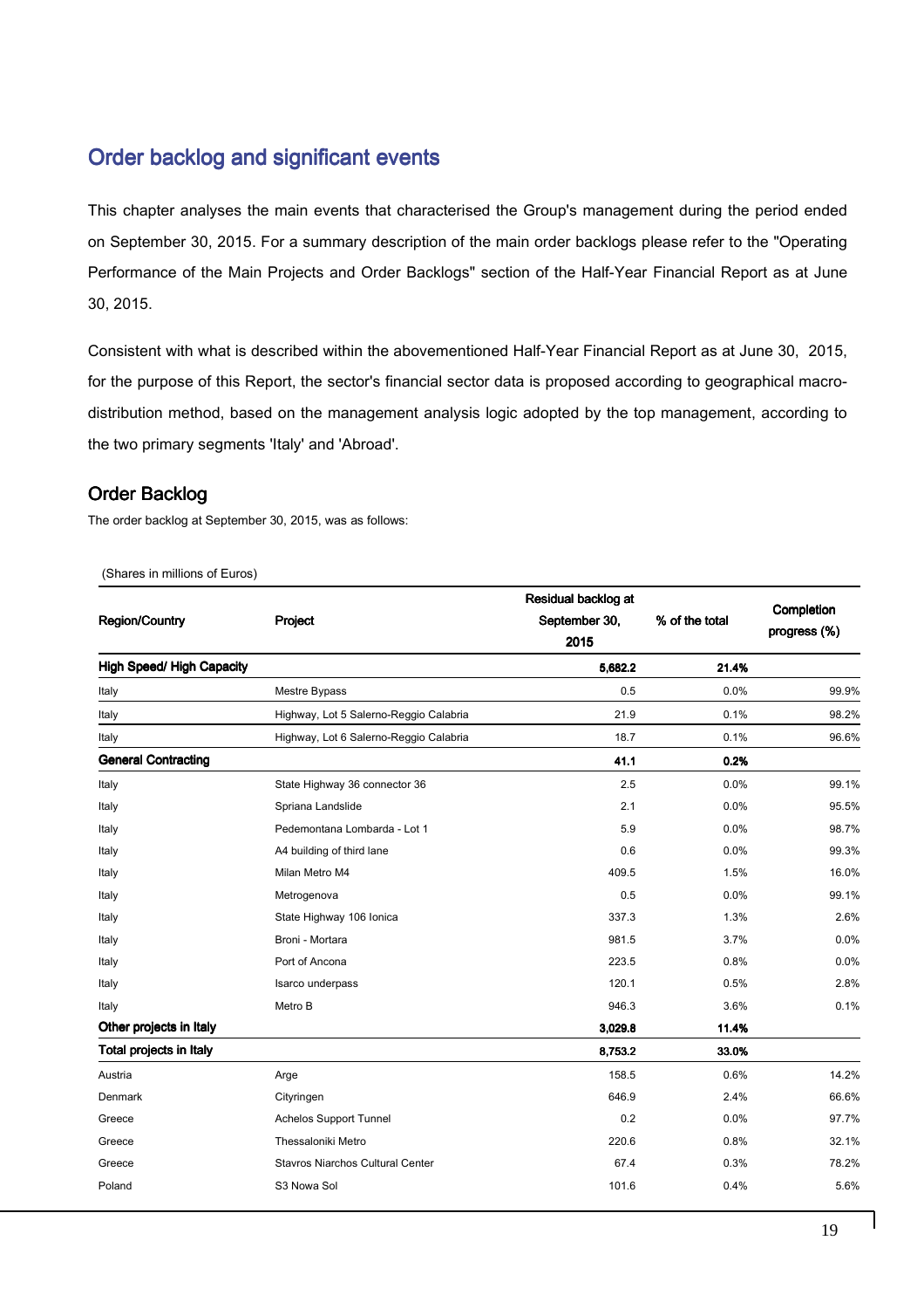## Order backlog and significant events

This chapter analyses the main events that characterised the Group's management during the period ended on September 30, 2015. For a summary description of the main order backlogs please refer to the "Operating Performance of the Main Projects and Order Backlogs" section of the Half-Year Financial Report as at June 30, 2015.

Consistent with what is described within the abovementioned Half-Year Financial Report as at June 30, 2015, for the purpose of this Report, the sector's financial sector data is proposed according to geographical macro-distribution method, based on the management analysis logic adopted by the top management, according to the two primary segments 'Italy' and 'Abroad'.

### Order Backlog

The order backlog at September 30, 2015, was as follows:

(Shares in millions of Euros)

| Region/Country | Project | Residual backlog at September 30, 2015 | % of the total | Completion progress (%) |
|---|---|---|---|---|
| **High Speed/ High Capacity** | | **5,682.2** | **21.4%** | |
| Italy | Mestre Bypass | 0.5 | 0.0% | 99.9% |
| Italy | Highway, Lot 5 Salerno-Reggio Calabria | 21.9 | 0.1% | 98.2% |
| Italy | Highway, Lot 6 Salerno-Reggio Calabria | 18.7 | 0.1% | 96.6% |
| **General Contracting** | | **41.1** | **0.2%** | |
| Italy | State Highway 36 connector 36 | 2.5 | 0.0% | 99.1% |
| Italy | Spriana Landslide | 2.1 | 0.0% | 95.5% |
| Italy | Pedemontana Lombarda - Lot 1 | 5.9 | 0.0% | 98.7% |
| Italy | A4 building of third lane | 0.6 | 0.0% | 99.3% |
| Italy | Milan Metro M4 | 409.5 | 1.5% | 16.0% |
| Italy | Metrogenova | 0.5 | 0.0% | 99.1% |
| Italy | State Highway 106 Ionica | 337.3 | 1.3% | 2.6% |
| Italy | Broni - Mortara | 981.5 | 3.7% | 0.0% |
| Italy | Port of Ancona | 223.5 | 0.8% | 0.0% |
| Italy | Isarco underpass | 120.1 | 0.5% | 2.8% |
| Italy | Metro B | 946.3 | 3.6% | 0.1% |
| **Other projects in Italy** | | **3,029.8** | **11.4%** | |
| **Total projects in Italy** | | **8,753.2** | **33.0%** | |
| Austria | Arge | 158.5 | 0.6% | 14.2% |
| Denmark | Cityringen | 646.9 | 2.4% | 66.6% |
| Greece | Achelos Support Tunnel | 0.2 | 0.0% | 97.7% |
| Greece | Thessaloniki Metro | 220.6 | 0.8% | 32.1% |
| Greece | Stavros Niarchos Cultural Center | 67.4 | 0.3% | 78.2% |
| Poland | S3 Nowa Sol | 101.6 | 0.4% | 5.6% |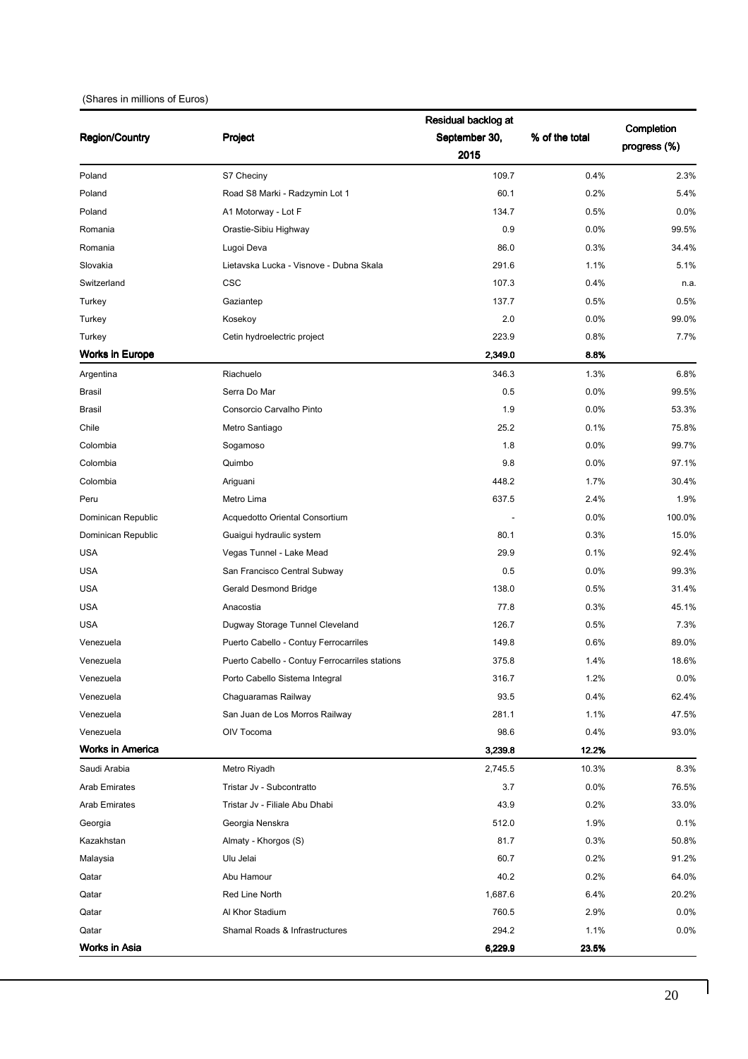(Shares in millions of Euros)

| Region/Country | Project | Residual backlog at September 30, 2015 | % of the total | Completion progress (%) |
|---|---|---|---|---|
| Poland | S7 Checiny | 109.7 | 0.4% | 2.3% |
| Poland | Road S8 Marki - Radzymin Lot 1 | 60.1 | 0.2% | 5.4% |
| Poland | A1 Motorway - Lot F | 134.7 | 0.5% | 0.0% |
| Romania | Orastie-Sibiu Highway | 0.9 | 0.0% | 99.5% |
| Romania | Lugoi Deva | 86.0 | 0.3% | 34.4% |
| Slovakia | Lietavska Lucka - Visnove - Dubna Skala | 291.6 | 1.1% | 5.1% |
| Switzerland | CSC | 107.3 | 0.4% | n.a. |
| Turkey | Gaziantep | 137.7 | 0.5% | 0.5% |
| Turkey | Kosekoy | 2.0 | 0.0% | 99.0% |
| Turkey | Cetin hydroelectric project | 223.9 | 0.8% | 7.7% |
| **Works in Europe** | | **2,349.0** | **8.8%** | |
| Argentina | Riachuelo | 346.3 | 1.3% | 6.8% |
| Brasil | Serra Do Mar | 0.5 | 0.0% | 99.5% |
| Brasil | Consorcio Carvalho Pinto | 1.9 | 0.0% | 53.3% |
| Chile | Metro Santiago | 25.2 | 0.1% | 75.8% |
| Colombia | Sogamoso | 1.8 | 0.0% | 99.7% |
| Colombia | Quimbo | 9.8 | 0.0% | 97.1% |
| Colombia | Ariguani | 448.2 | 1.7% | 30.4% |
| Peru | Metro Lima | 637.5 | 2.4% | 1.9% |
| Dominican Republic | Acquedotto Oriental Consortium | - | 0.0% | 100.0% |
| Dominican Republic | Guaigui hydraulic system | 80.1 | 0.3% | 15.0% |
| USA | Vegas Tunnel - Lake Mead | 29.9 | 0.1% | 92.4% |
| USA | San Francisco Central Subway | 0.5 | 0.0% | 99.3% |
| USA | Gerald Desmond Bridge | 138.0 | 0.5% | 31.4% |
| USA | Anacostia | 77.8 | 0.3% | 45.1% |
| USA | Dugway Storage Tunnel Cleveland | 126.7 | 0.5% | 7.3% |
| Venezuela | Puerto Cabello - Contuy Ferrocarriles | 149.8 | 0.6% | 89.0% |
| Venezuela | Puerto Cabello - Contuy Ferrocarriles stations | 375.8 | 1.4% | 18.6% |
| Venezuela | Porto Cabello Sistema Integral | 316.7 | 1.2% | 0.0% |
| Venezuela | Chaguaramas Railway | 93.5 | 0.4% | 62.4% |
| Venezuela | San Juan de Los Morros Railway | 281.1 | 1.1% | 47.5% |
| Venezuela | OIV Tocoma | 98.6 | 0.4% | 93.0% |
| **Works in America** | | **3,239.8** | **12.2%** | |
| Saudi Arabia | Metro Riyadh | 2,745.5 | 10.3% | 8.3% |
| Arab Emirates | Tristar Jv - Subcontratto | 3.7 | 0.0% | 76.5% |
| Arab Emirates | Tristar Jv - Filiale Abu Dhabi | 43.9 | 0.2% | 33.0% |
| Georgia | Georgia Nenskra | 512.0 | 1.9% | 0.1% |
| Kazakhstan | Almaty - Khorgos (S) | 81.7 | 0.3% | 50.8% |
| Malaysia | Ulu Jelai | 60.7 | 0.2% | 91.2% |
| Qatar | Abu Hamour | 40.2 | 0.2% | 64.0% |
| Qatar | Red Line North | 1,687.6 | 6.4% | 20.2% |
| Qatar | Al Khor Stadium | 760.5 | 2.9% | 0.0% |
| Qatar | Shamal Roads & Infrastructures | 294.2 | 1.1% | 0.0% |
| **Works in Asia** | | **6,229.9** | **23.5%** | |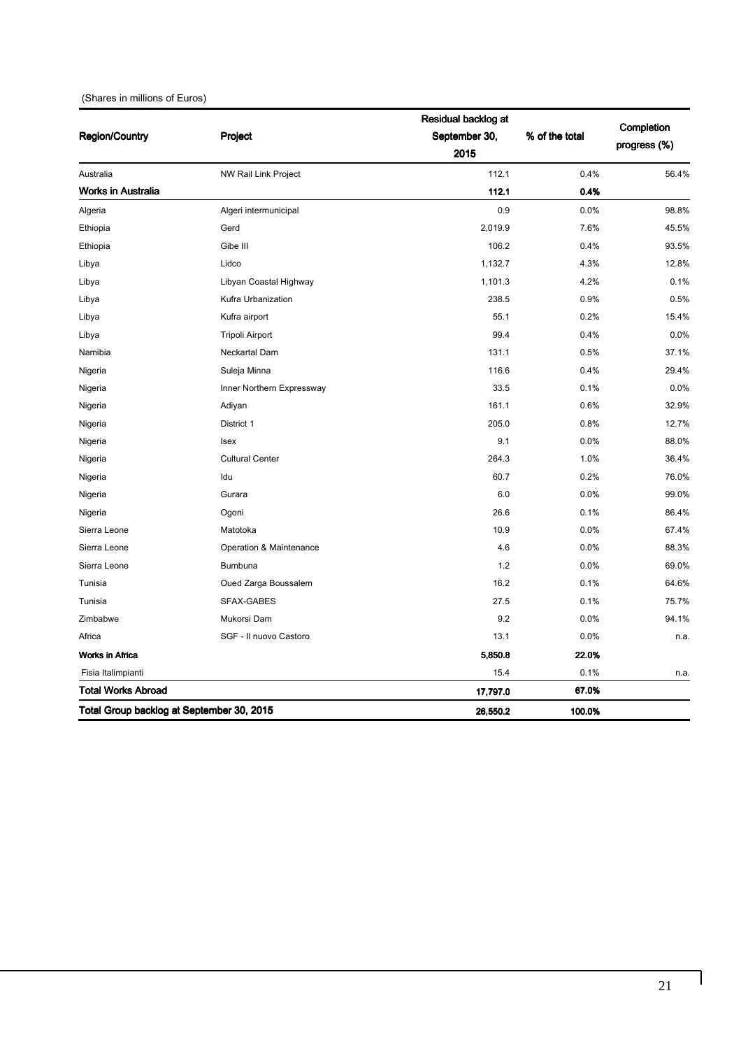(Shares in millions of Euros)

| Region/Country | Project | Residual backlog at September 30, 2015 | % of the total | Completion progress (%) |
|---|---|---|---|---|
| Australia | NW Rail Link Project | 112.1 | 0.4% | 56.4% |
| **Works in Australia** | | **112.1** | **0.4%** | |
| Algeria | Algeri intermunicipal | 0.9 | 0.0% | 98.8% |
| Ethiopia | Gerd | 2,019.9 | 7.6% | 45.5% |
| Ethiopia | Gibe III | 106.2 | 0.4% | 93.5% |
| Libya | Lidco | 1,132.7 | 4.3% | 12.8% |
| Libya | Libyan Coastal Highway | 1,101.3 | 4.2% | 0.1% |
| Libya | Kufra Urbanization | 238.5 | 0.9% | 0.5% |
| Libya | Kufra airport | 55.1 | 0.2% | 15.4% |
| Libya | Tripoli Airport | 99.4 | 0.4% | 0.0% |
| Namibia | Neckartal Dam | 131.1 | 0.5% | 37.1% |
| Nigeria | Suleja Minna | 116.6 | 0.4% | 29.4% |
| Nigeria | Inner Northern Expressway | 33.5 | 0.1% | 0.0% |
| Nigeria | Adiyan | 161.1 | 0.6% | 32.9% |
| Nigeria | District 1 | 205.0 | 0.8% | 12.7% |
| Nigeria | Isex | 9.1 | 0.0% | 88.0% |
| Nigeria | Cultural Center | 264.3 | 1.0% | 36.4% |
| Nigeria | Idu | 60.7 | 0.2% | 76.0% |
| Nigeria | Gurara | 6.0 | 0.0% | 99.0% |
| Nigeria | Ogoni | 26.6 | 0.1% | 86.4% |
| Sierra Leone | Matotoka | 10.9 | 0.0% | 67.4% |
| Sierra Leone | Operation & Maintenance | 4.6 | 0.0% | 88.3% |
| Sierra Leone | Bumbuna | 1.2 | 0.0% | 69.0% |
| Tunisia | Oued Zarga Boussalem | 16.2 | 0.1% | 64.6% |
| Tunisia | SFAX-GABES | 27.5 | 0.1% | 75.7% |
| Zimbabwe | Mukorsi Dam | 9.2 | 0.0% | 94.1% |
| Africa | SGF - Il nuovo Castoro | 13.1 | 0.0% | n.a. |
| **Works in Africa** | | **5,850.8** | **22.0%** | |
| Fisia Italimpianti | | 15.4 | 0.1% | n.a. |
| **Total Works Abroad** | | **17,797.0** | **67.0%** | |
| **Total Group backlog at September 30, 2015** | | **26,550.2** | **100.0%** | |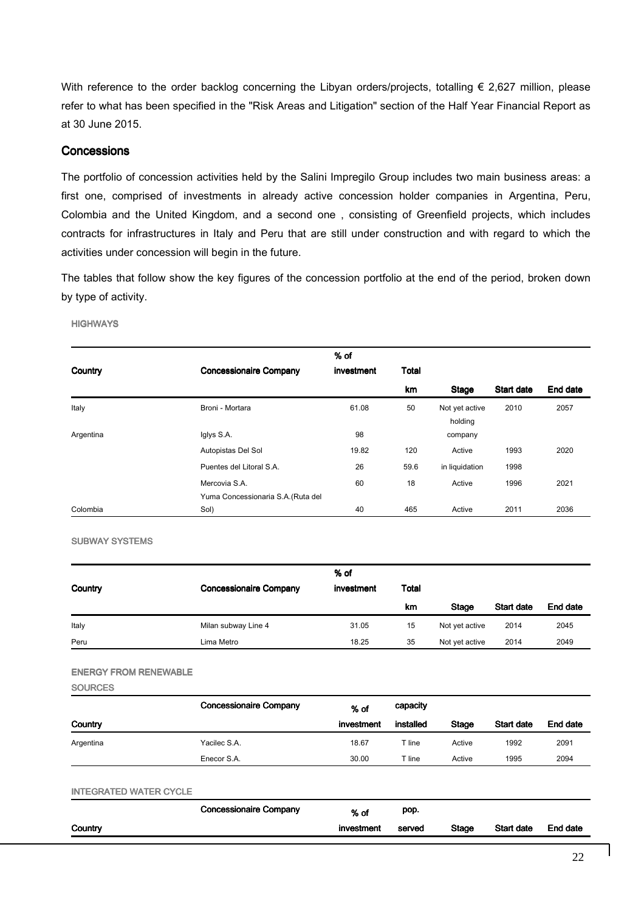With reference to the order backlog concerning the Libyan orders/projects, totalling € 2,627 million, please refer to what has been specified in the "Risk Areas and Litigation" section of the Half Year Financial Report as at 30 June 2015.

## Concessions

The portfolio of concession activities held by the Salini Impregilo Group includes two main business areas: a first one, comprised of investments in already active concession holder companies in Argentina, Peru, Colombia and the United Kingdom, and a second one , consisting of Greenfield projects, which includes contracts for infrastructures in Italy and Peru that are still under construction and with regard to which the activities under concession will begin in the future.

The tables that follow show the key figures of the concession portfolio at the end of the period, broken down by type of activity.

HIGHWAYS

| Country | Concessionaire Company | % of investment | Total km | Stage | Start date | End date |
|---|---|---|---|---|---|---|
| Italy | Broni - Mortara | 61.08 | 50 | Not yet active | 2010 | 2057 |
| Argentina | Iglys S.A. | 98 | | holding company | | |
| | Autopistas Del Sol | 19.82 | 120 | Active | 1993 | 2020 |
| | Puentes del Litoral S.A. | 26 | 59.6 | in liquidation | 1998 | |
| | Mercovia S.A. | 60 | 18 | Active | 1996 | 2021 |
| Colombia | Yuma Concessionaria S.A.(Ruta del Sol) | 40 | 465 | Active | 2011 | 2036 |

SUBWAY SYSTEMS

| Country | Concessionaire Company | % of investment | Total km | Stage | Start date | End date |
|---|---|---|---|---|---|---|
| Italy | Milan subway Line 4 | 31.05 | 15 | Not yet active | 2014 | 2045 |
| Peru | Lima Metro | 18.25 | 35 | Not yet active | 2014 | 2049 |

ENERGY FROM RENEWABLE SOURCES

| Country | Concessionaire Company | % of investment | capacity installed | Stage | Start date | End date |
|---|---|---|---|---|---|---|
| Argentina | Yacilec S.A. | 18.67 | T line | Active | 1992 | 2091 |
| | Enecor S.A. | 30.00 | T line | Active | 1995 | 2094 |

INTEGRATED WATER CYCLE

| Country | Concessionaire Company | % of investment | pop. served | Stage | Start date | End date |
|---|---|---|---|---|---|---|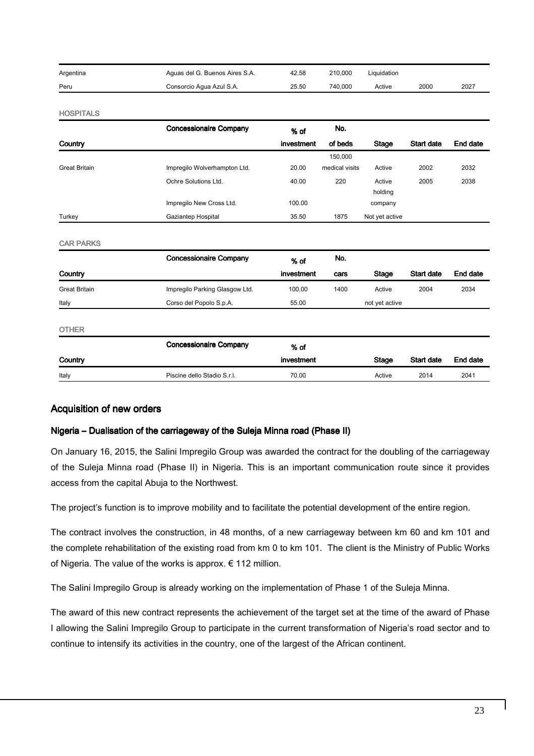| Argentina | Aguas del G. Buenos Aires S.A. | 42.58 | 210,000 | Liquidation | | |
|---|---|---|---|---|---|---|
| Peru | Consorcio Agua Azul S.A. | 25.50 | 740,000 | Active | 2000 | 2027 |

HOSPITALS

| Country | Concessionaire Company | % of investment | No. of beds | Stage | Start date | End date |
|---|---|---|---|---|---|---|
| Great Britain | Impregilo Wolverhampton Ltd. | 20.00 | 150,000 medical visits | Active | 2002 | 2032 |
| | Ochre Solutions Ltd. | 40.00 | 220 | Active | 2005 | 2038 |
| | Impregilo New Cross Ltd. | 100.00 | | holding company | | |
| Turkey | Gaziantep Hospital | 35.50 | 1875 | Not yet active | | |

CAR PARKS

| Country | Concessionaire Company | % of investment | No. cars | Stage | Start date | End date |
|---|---|---|---|---|---|---|
| Great Britain | Impregilo Parking Glasgow Ltd. | 100.00 | 1400 | Active | 2004 | 2034 |
| Italy | Corso del Popolo S.p.A. | 55.00 | | not yet active | | |

OTHER

| Country | Concessionaire Company | % of investment | Stage | Start date | End date |
|---|---|---|---|---|---|
| Italy | Piscine dello Stadio S.r.l. | 70.00 | Active | 2014 | 2041 |

## Acquisition of new orders

### Nigeria – Dualisation of the carriageway of the Suleja Minna road (Phase II)

On January 16, 2015, the Salini Impregilo Group was awarded the contract for the doubling of the carriageway of the Suleja Minna road (Phase II) in Nigeria. This is an important communication route since it provides access from the capital Abuja to the Northwest.

The project's function is to improve mobility and to facilitate the potential development of the entire region.

The contract involves the construction, in 48 months, of a new carriageway between km 60 and km 101 and the complete rehabilitation of the existing road from km 0 to km 101. The client is the Ministry of Public Works of Nigeria. The value of the works is approx. € 112 million.

The Salini Impregilo Group is already working on the implementation of Phase 1 of the Suleja Minna.

The award of this new contract represents the achievement of the target set at the time of the award of Phase I allowing the Salini Impregilo Group to participate in the current transformation of Nigeria's road sector and to continue to intensify its activities in the country, one of the largest of the African continent.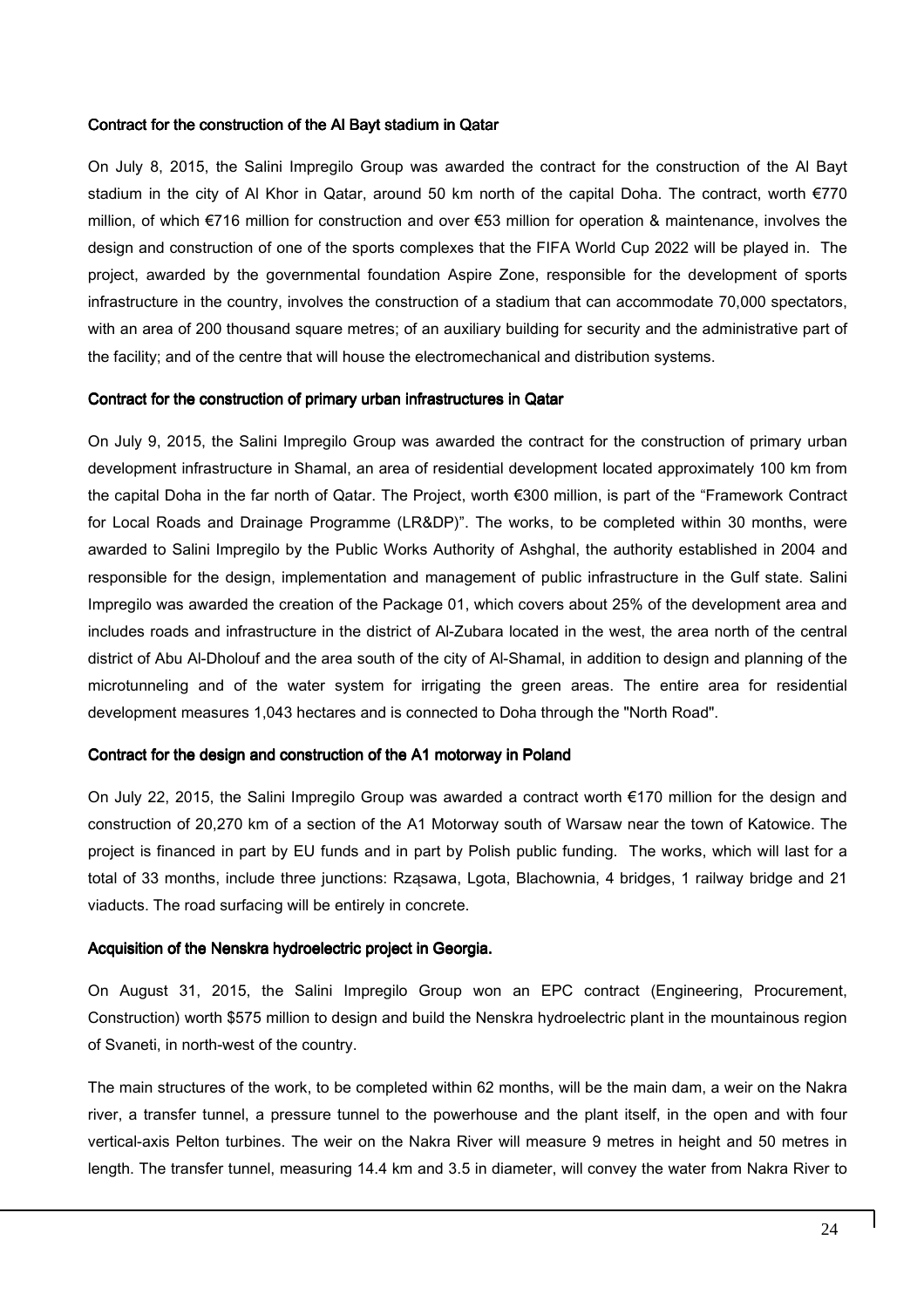### Contract for the construction of the Al Bayt stadium in Qatar

On July 8, 2015, the Salini Impregilo Group was awarded the contract for the construction of the Al Bayt stadium in the city of Al Khor in Qatar, around 50 km north of the capital Doha. The contract, worth €770 million, of which €716 million for construction and over €53 million for operation & maintenance, involves the design and construction of one of the sports complexes that the FIFA World Cup 2022 will be played in. The project, awarded by the governmental foundation Aspire Zone, responsible for the development of sports infrastructure in the country, involves the construction of a stadium that can accommodate 70,000 spectators, with an area of 200 thousand square metres; of an auxiliary building for security and the administrative part of the facility; and of the centre that will house the electromechanical and distribution systems.

### Contract for the construction of primary urban infrastructures in Qatar

On July 9, 2015, the Salini Impregilo Group was awarded the contract for the construction of primary urban development infrastructure in Shamal, an area of residential development located approximately 100 km from the capital Doha in the far north of Qatar. The Project, worth €300 million, is part of the "Framework Contract for Local Roads and Drainage Programme (LR&DP)". The works, to be completed within 30 months, were awarded to Salini Impregilo by the Public Works Authority of Ashghal, the authority established in 2004 and responsible for the design, implementation and management of public infrastructure in the Gulf state. Salini Impregilo was awarded the creation of the Package 01, which covers about 25% of the development area and includes roads and infrastructure in the district of Al-Zubara located in the west, the area north of the central district of Abu Al-Dholouf and the area south of the city of Al-Shamal, in addition to design and planning of the microtunneling and of the water system for irrigating the green areas. The entire area for residential development measures 1,043 hectares and is connected to Doha through the "North Road".

### Contract for the design and construction of the A1 motorway in Poland

On July 22, 2015, the Salini Impregilo Group was awarded a contract worth €170 million for the design and construction of 20,270 km of a section of the A1 Motorway south of Warsaw near the town of Katowice. The project is financed in part by EU funds and in part by Polish public funding. The works, which will last for a total of 33 months, include three junctions: Rząsawa, Lgota, Blachownia, 4 bridges, 1 railway bridge and 21 viaducts. The road surfacing will be entirely in concrete.

### Acquisition of the Nenskra hydroelectric project in Georgia.

On August 31, 2015, the Salini Impregilo Group won an EPC contract (Engineering, Procurement, Construction) worth $575 million to design and build the Nenskra hydroelectric plant in the mountainous region of Svaneti, in north-west of the country.

The main structures of the work, to be completed within 62 months, will be the main dam, a weir on the Nakra river, a transfer tunnel, a pressure tunnel to the powerhouse and the plant itself, in the open and with four vertical-axis Pelton turbines. The weir on the Nakra River will measure 9 metres in height and 50 metres in length. The transfer tunnel, measuring 14.4 km and 3.5 in diameter, will convey the water from Nakra River to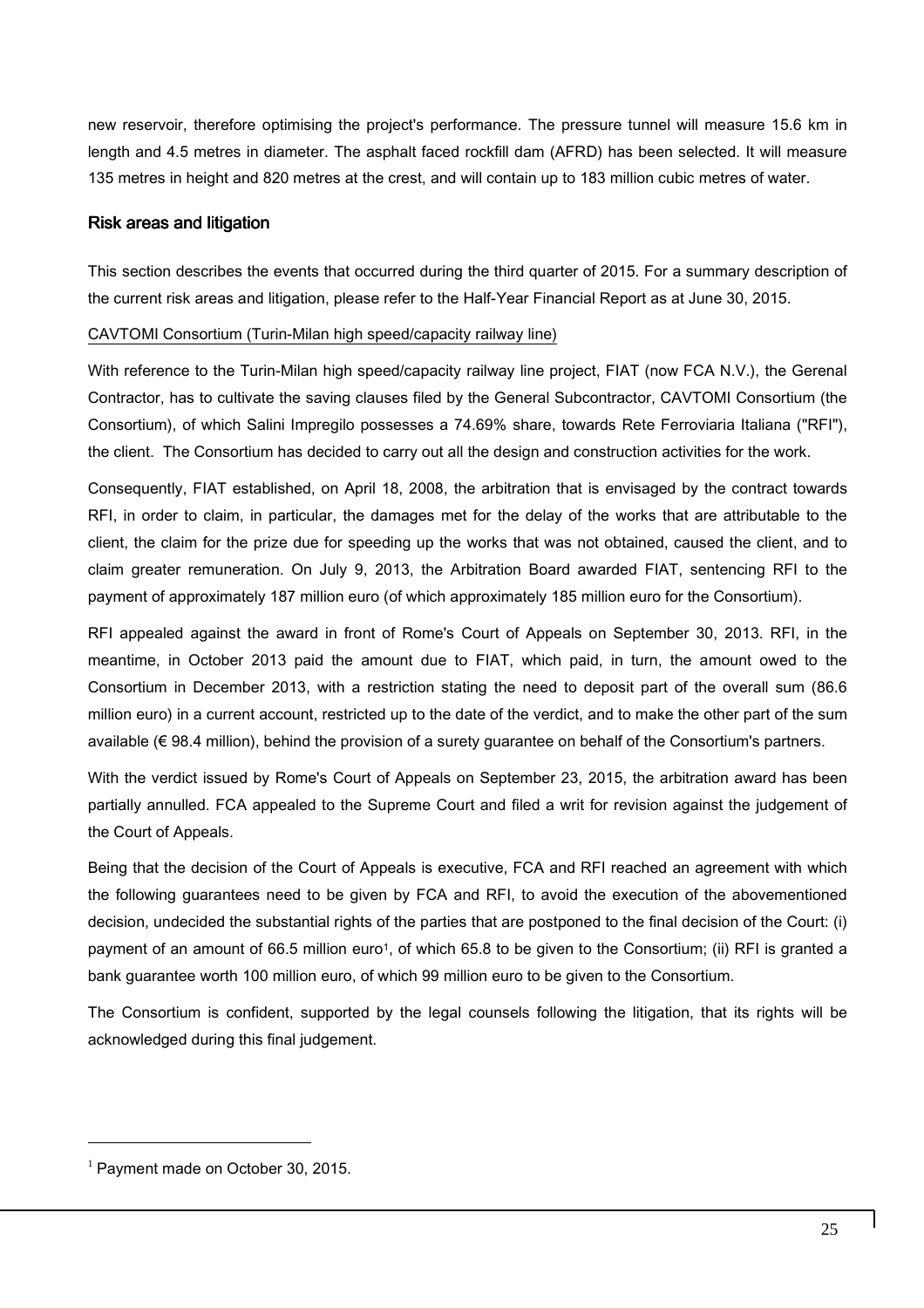new reservoir, therefore optimising the project's performance. The pressure tunnel will measure 15.6 km in length and 4.5 metres in diameter. The asphalt faced rockfill dam (AFRD) has been selected. It will measure 135 metres in height and 820 metres at the crest, and will contain up to 183 million cubic metres of water.

## Risk areas and litigation

This section describes the events that occurred during the third quarter of 2015. For a summary description of the current risk areas and litigation, please refer to the Half-Year Financial Report as at June 30, 2015.

CAVTOMI Consortium (Turin-Milan high speed/capacity railway line)

With reference to the Turin-Milan high speed/capacity railway line project, FIAT (now FCA N.V.), the Gerenal Contractor, has to cultivate the saving clauses filed by the General Subcontractor, CAVTOMI Consortium (the Consortium), of which Salini Impregilo possesses a 74.69% share, towards Rete Ferroviaria Italiana ("RFI"), the client. The Consortium has decided to carry out all the design and construction activities for the work.

Consequently, FIAT established, on April 18, 2008, the arbitration that is envisaged by the contract towards RFI, in order to claim, in particular, the damages met for the delay of the works that are attributable to the client, the claim for the prize due for speeding up the works that was not obtained, caused the client, and to claim greater remuneration. On July 9, 2013, the Arbitration Board awarded FIAT, sentencing RFI to the payment of approximately 187 million euro (of which approximately 185 million euro for the Consortium).

RFI appealed against the award in front of Rome's Court of Appeals on September 30, 2013. RFI, in the meantime, in October 2013 paid the amount due to FIAT, which paid, in turn, the amount owed to the Consortium in December 2013, with a restriction stating the need to deposit part of the overall sum (86.6 million euro) in a current account, restricted up to the date of the verdict, and to make the other part of the sum available (€ 98.4 million), behind the provision of a surety guarantee on behalf of the Consortium's partners.

With the verdict issued by Rome's Court of Appeals on September 23, 2015, the arbitration award has been partially annulled. FCA appealed to the Supreme Court and filed a writ for revision against the judgement of the Court of Appeals.

Being that the decision of the Court of Appeals is executive, FCA and RFI reached an agreement with which the following guarantees need to be given by FCA and RFI, to avoid the execution of the abovementioned decision, undecided the substantial rights of the parties that are postponed to the final decision of the Court: (i) payment of an amount of 66.5 million euro[1], of which 65.8 to be given to the Consortium; (ii) RFI is granted a bank guarantee worth 100 million euro, of which 99 million euro to be given to the Consortium.

The Consortium is confident, supported by the legal counsels following the litigation, that its rights will be acknowledged during this final judgement.

[1] Payment made on October 30, 2015.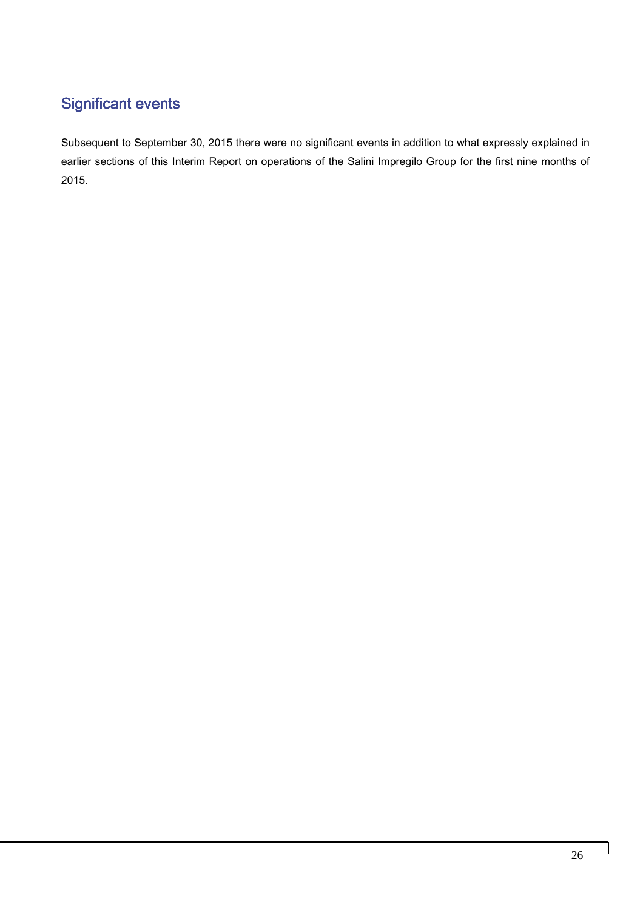## Significant events

Subsequent to September 30, 2015 there were no significant events in addition to what expressly explained in earlier sections of this Interim Report on operations of the Salini Impregilo Group for the first nine months of 2015.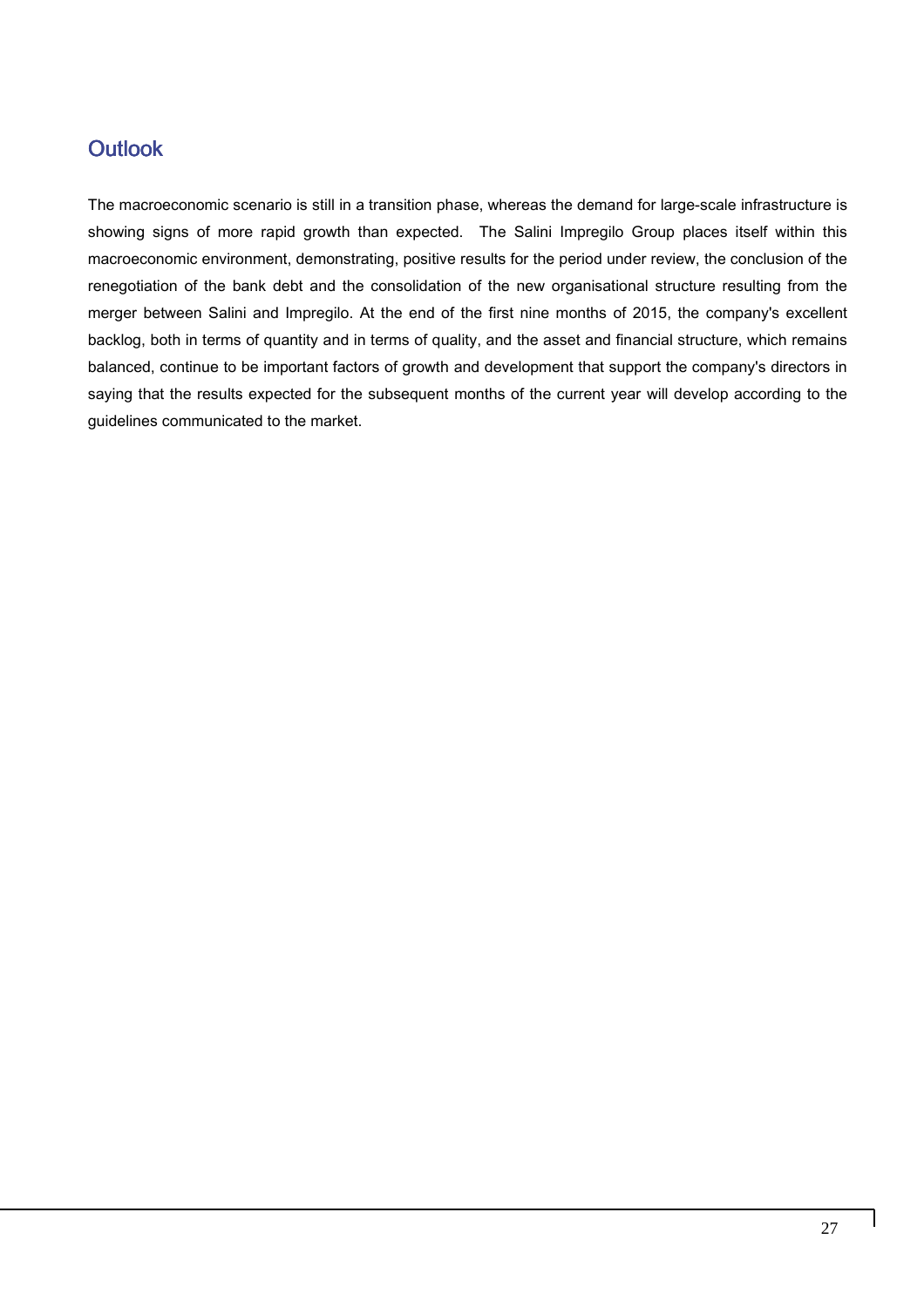## Outlook

The macroeconomic scenario is still in a transition phase, whereas the demand for large-scale infrastructure is showing signs of more rapid growth than expected.  The Salini Impregilo Group places itself within this macroeconomic environment, demonstrating, positive results for the period under review, the conclusion of the renegotiation of the bank debt and the consolidation of the new organisational structure resulting from the merger between Salini and Impregilo. At the end of the first nine months of 2015, the company's excellent backlog, both in terms of quantity and in terms of quality, and the asset and financial structure, which remains balanced, continue to be important factors of growth and development that support the company's directors in saying that the results expected for the subsequent months of the current year will develop according to the guidelines communicated to the market.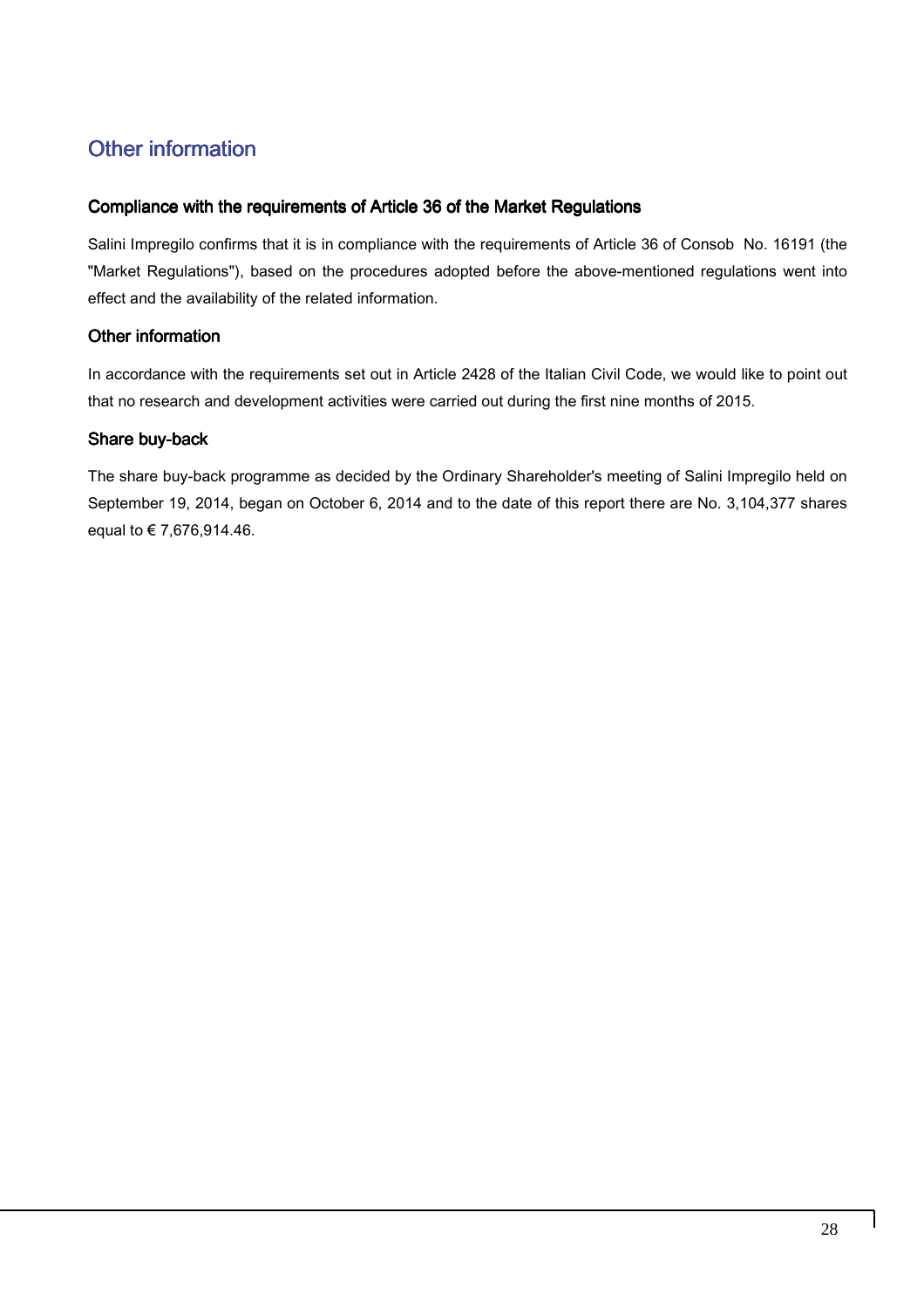# Other information

### Compliance with the requirements of Article 36 of the Market Regulations

Salini Impregilo confirms that it is in compliance with the requirements of Article 36 of Consob  No. 16191 (the "Market Regulations"), based on the procedures adopted before the above-mentioned regulations went into effect and the availability of the related information.

### Other information

In accordance with the requirements set out in Article 2428 of the Italian Civil Code, we would like to point out that no research and development activities were carried out during the first nine months of 2015.

### Share buy-back

The share buy-back programme as decided by the Ordinary Shareholder's meeting of Salini Impregilo held on September 19, 2014, began on October 6, 2014 and to the date of this report there are No. 3,104,377 shares equal to € 7,676,914.46.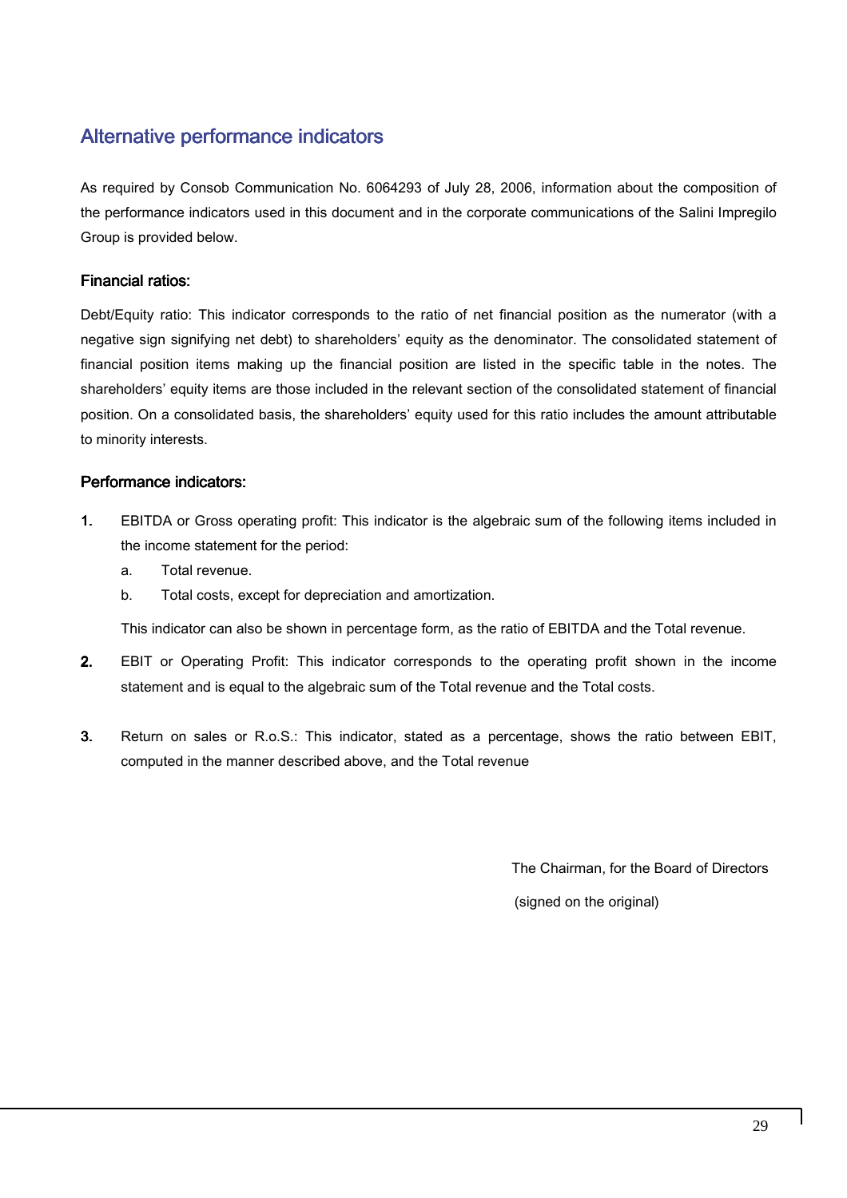## Alternative performance indicators

As required by Consob Communication No. 6064293 of July 28, 2006, information about the composition of the performance indicators used in this document and in the corporate communications of the Salini Impregilo Group is provided below.

### Financial ratios:

Debt/Equity ratio: This indicator corresponds to the ratio of net financial position as the numerator (with a negative sign signifying net debt) to shareholders' equity as the denominator. The consolidated statement of financial position items making up the financial position are listed in the specific table in the notes. The shareholders' equity items are those included in the relevant section of the consolidated statement of financial position. On a consolidated basis, the shareholders' equity used for this ratio includes the amount attributable to minority interests.

### Performance indicators:

1. EBITDA or Gross operating profit: This indicator is the algebraic sum of the following items included in the income statement for the period:
   a. Total revenue.
   b. Total costs, except for depreciation and amortization.

   This indicator can also be shown in percentage form, as the ratio of EBITDA and the Total revenue.

2. EBIT or Operating Profit: This indicator corresponds to the operating profit shown in the income statement and is equal to the algebraic sum of the Total revenue and the Total costs.

3. Return on sales or R.o.S.: This indicator, stated as a percentage, shows the ratio between EBIT, computed in the manner described above, and the Total revenue

The Chairman, for the Board of Directors

(signed on the original)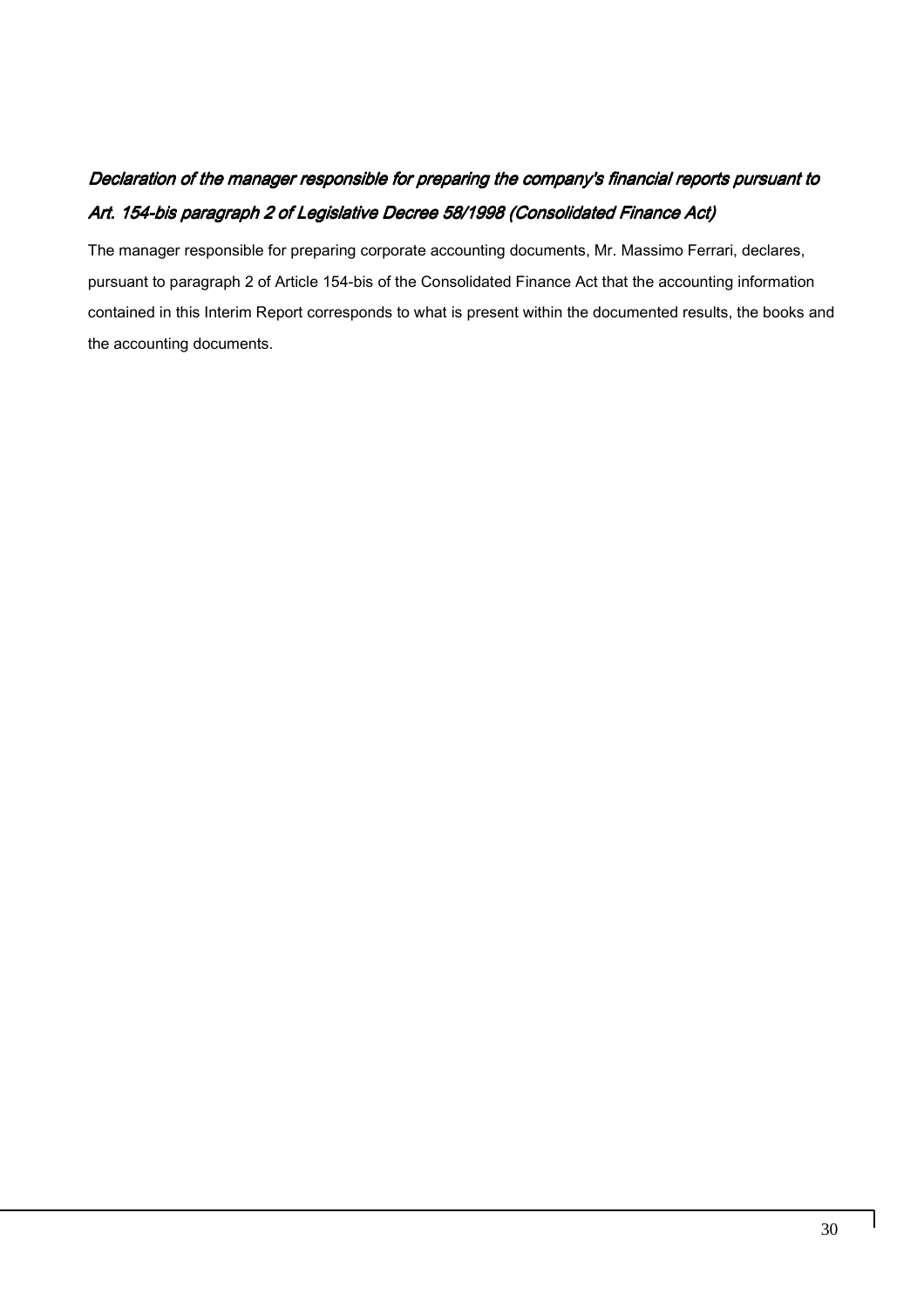## *Declaration of the manager responsible for preparing the company's financial reports pursuant to Art. 154-bis paragraph 2 of Legislative Decree 58/1998 (Consolidated Finance Act)*

The manager responsible for preparing corporate accounting documents, Mr. Massimo Ferrari, declares, pursuant to paragraph 2 of Article 154-bis of the Consolidated Finance Act that the accounting information contained in this Interim Report corresponds to what is present within the documented results, the books and the accounting documents.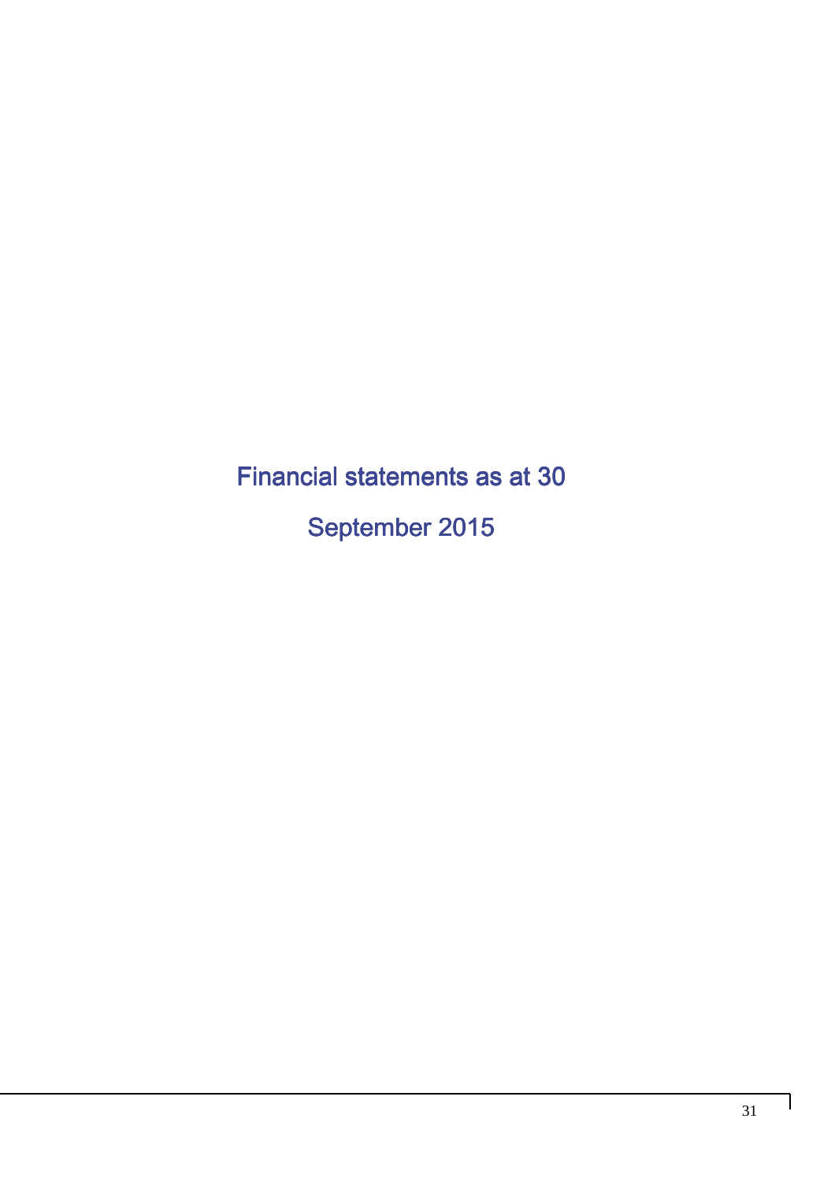# Financial statements as at 30 September 2015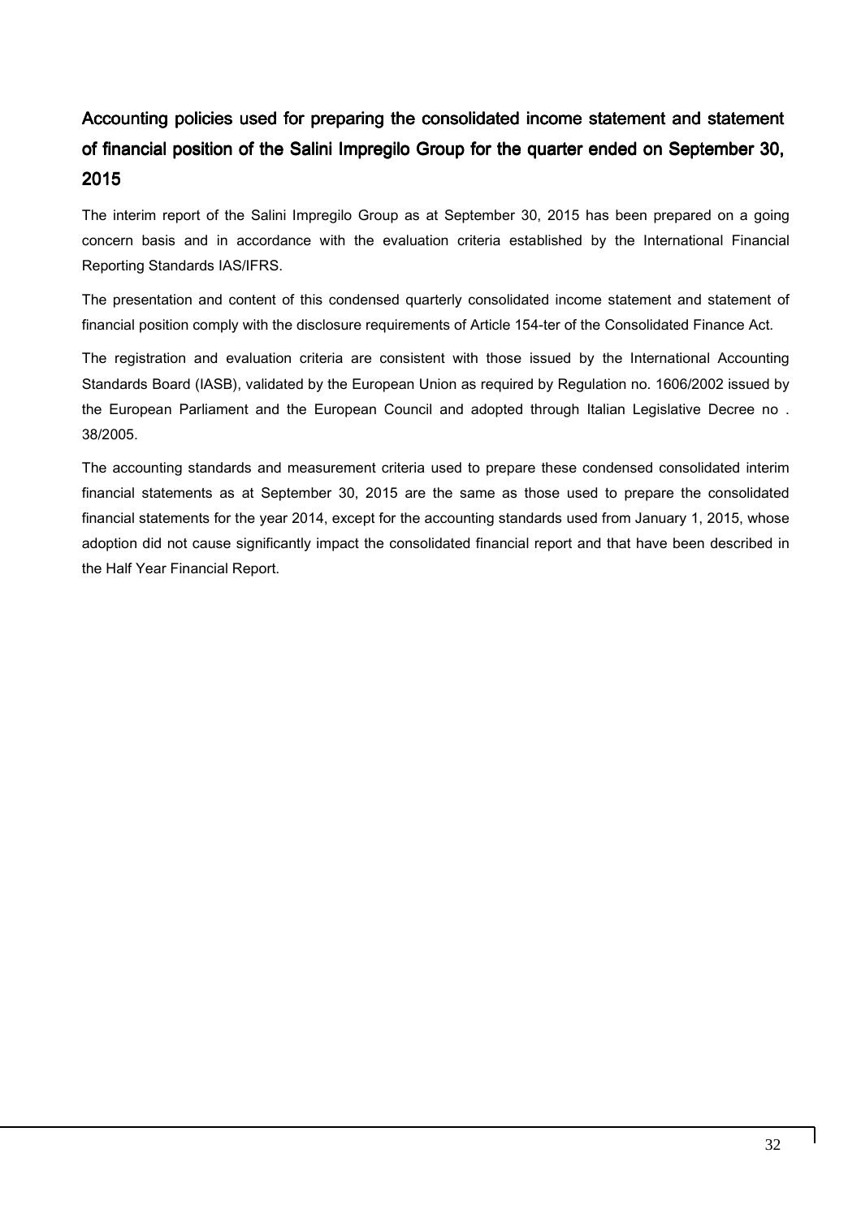## Accounting policies used for preparing the consolidated income statement and statement of financial position of the Salini Impregilo Group for the quarter ended on September 30, 2015

The interim report of the Salini Impregilo Group as at September 30, 2015 has been prepared on a going concern basis and in accordance with the evaluation criteria established by the International Financial Reporting Standards IAS/IFRS.

The presentation and content of this condensed quarterly consolidated income statement and statement of financial position comply with the disclosure requirements of Article 154-ter of the Consolidated Finance Act.

The registration and evaluation criteria are consistent with those issued by the International Accounting Standards Board (IASB), validated by the European Union as required by Regulation no. 1606/2002 issued by the European Parliament and the European Council and adopted through Italian Legislative Decree no . 38/2005.

The accounting standards and measurement criteria used to prepare these condensed consolidated interim financial statements as at September 30, 2015 are the same as those used to prepare the consolidated financial statements for the year 2014, except for the accounting standards used from January 1, 2015, whose adoption did not cause significantly impact the consolidated financial report and that have been described in the Half Year Financial Report.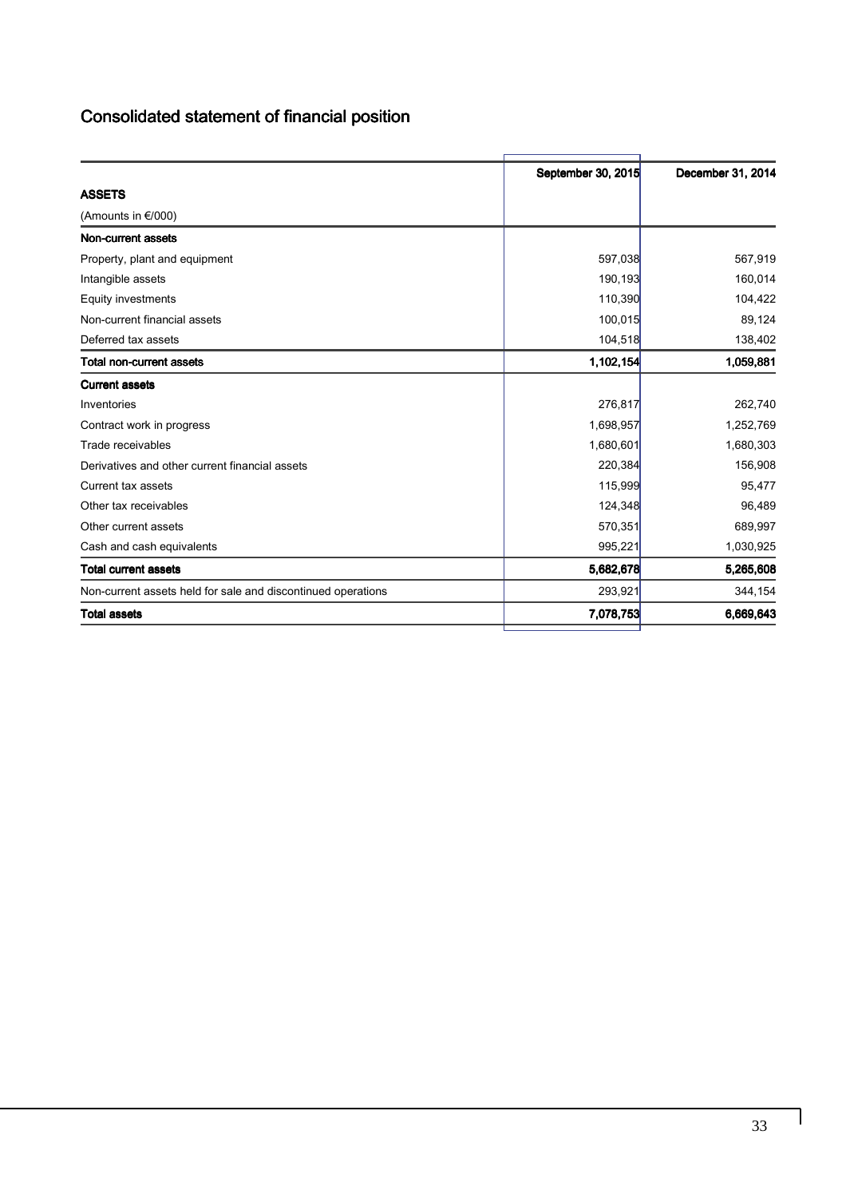# Consolidated statement of financial position

| ASSETS | September 30, 2015 | December 31, 2014 |
|---|---|---|
| (Amounts in €/000) | | |
| **Non-current assets** | | |
| Property, plant and equipment | 597,038 | 567,919 |
| Intangible assets | 190,193 | 160,014 |
| Equity investments | 110,390 | 104,422 |
| Non-current financial assets | 100,015 | 89,124 |
| Deferred tax assets | 104,518 | 138,402 |
| **Total non-current assets** | **1,102,154** | **1,059,881** |
| **Current assets** | | |
| Inventories | 276,817 | 262,740 |
| Contract work in progress | 1,698,957 | 1,252,769 |
| Trade receivables | 1,680,601 | 1,680,303 |
| Derivatives and other current financial assets | 220,384 | 156,908 |
| Current tax assets | 115,999 | 95,477 |
| Other tax receivables | 124,348 | 96,489 |
| Other current assets | 570,351 | 689,997 |
| Cash and cash equivalents | 995,221 | 1,030,925 |
| **Total current assets** | **5,682,678** | **5,265,608** |
| Non-current assets held for sale and discontinued operations | 293,921 | 344,154 |
| **Total assets** | **7,078,753** | **6,669,643** |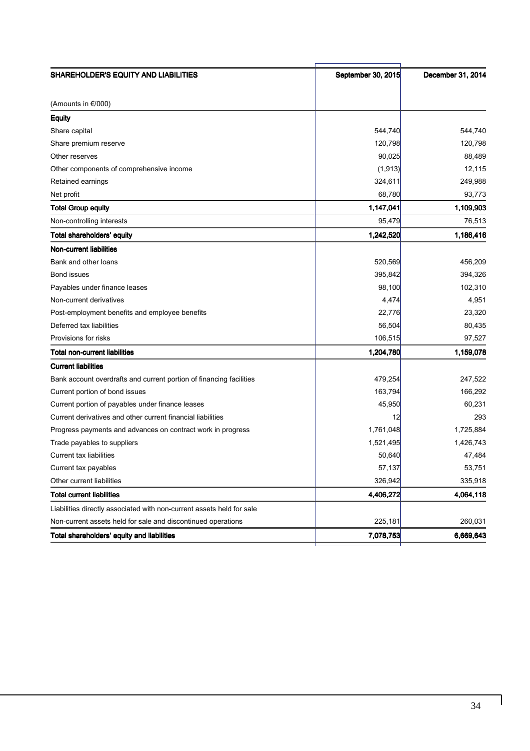| SHAREHOLDER'S EQUITY AND LIABILITIES | September 30, 2015 | December 31, 2014 |
|---|---|---|
| (Amounts in €/000) | | |
| **Equity** | | |
| Share capital | 544,740 | 544,740 |
| Share premium reserve | 120,798 | 120,798 |
| Other reserves | 90,025 | 88,489 |
| Other components of comprehensive income | (1,913) | 12,115 |
| Retained earnings | 324,611 | 249,988 |
| Net profit | 68,780 | 93,773 |
| **Total Group equity** | **1,147,041** | **1,109,903** |
| Non-controlling interests | 95,479 | 76,513 |
| **Total shareholders' equity** | **1,242,520** | **1,186,416** |
| **Non-current liabilities** | | |
| Bank and other loans | 520,569 | 456,209 |
| Bond issues | 395,842 | 394,326 |
| Payables under finance leases | 98,100 | 102,310 |
| Non-current derivatives | 4,474 | 4,951 |
| Post-employment benefits and employee benefits | 22,776 | 23,320 |
| Deferred tax liabilities | 56,504 | 80,435 |
| Provisions for risks | 106,515 | 97,527 |
| **Total non-current liabilities** | **1,204,780** | **1,159,078** |
| **Current liabilities** | | |
| Bank account overdrafts and current portion of financing facilities | 479,254 | 247,522 |
| Current portion of bond issues | 163,794 | 166,292 |
| Current portion of payables under finance leases | 45,950 | 60,231 |
| Current derivatives and other current financial liabilities | 12 | 293 |
| Progress payments and advances on contract work in progress | 1,761,048 | 1,725,884 |
| Trade payables to suppliers | 1,521,495 | 1,426,743 |
| Current tax liabilities | 50,640 | 47,484 |
| Current tax payables | 57,137 | 53,751 |
| Other current liabilities | 326,942 | 335,918 |
| **Total current liabilities** | **4,406,272** | **4,064,118** |
| Liabilities directly associated with non-current assets held for sale | | |
| Non-current assets held for sale and discontinued operations | 225,181 | 260,031 |
| **Total shareholders' equity and liabilities** | **7,078,753** | **6,669,643** |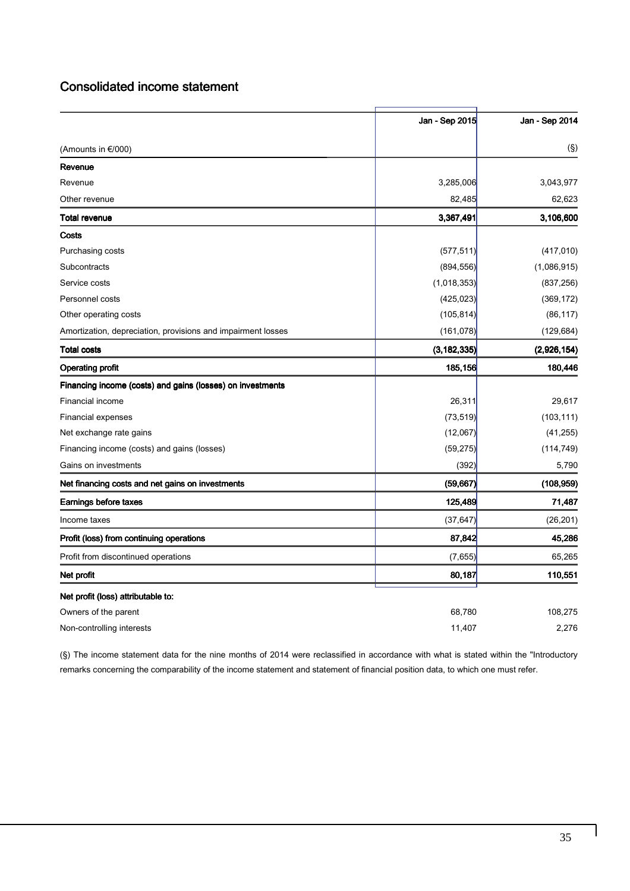## Consolidated income statement

| (Amounts in €/000) | Jan - Sep 2015 | Jan - Sep 2014 (§) |
|---|---|---|
| **Revenue** | | |
| Revenue | 3,285,006 | 3,043,977 |
| Other revenue | 82,485 | 62,623 |
| **Total revenue** | **3,367,491** | **3,106,600** |
| **Costs** | | |
| Purchasing costs | (577,511) | (417,010) |
| Subcontracts | (894,556) | (1,086,915) |
| Service costs | (1,018,353) | (837,256) |
| Personnel costs | (425,023) | (369,172) |
| Other operating costs | (105,814) | (86,117) |
| Amortization, depreciation, provisions and impairment losses | (161,078) | (129,684) |
| **Total costs** | **(3,182,335)** | **(2,926,154)** |
| **Operating profit** | **185,156** | **180,446** |
| **Financing income (costs) and gains (losses) on investments** | | |
| Financial income | 26,311 | 29,617 |
| Financial expenses | (73,519) | (103,111) |
| Net exchange rate gains | (12,067) | (41,255) |
| Financing income (costs) and gains (losses) | (59,275) | (114,749) |
| Gains on investments | (392) | 5,790 |
| **Net financing costs and net gains on investments** | **(59,667)** | **(108,959)** |
| **Earnings before taxes** | **125,489** | **71,487** |
| Income taxes | (37,647) | (26,201) |
| **Profit (loss) from continuing operations** | **87,842** | **45,286** |
| Profit from discontinued operations | (7,655) | 65,265 |
| **Net profit** | **80,187** | **110,551** |
| **Net profit (loss) attributable to:** | | |
| Owners of the parent | 68,780 | 108,275 |
| Non-controlling interests | 11,407 | 2,276 |

(§) The income statement data for the nine months of 2014 were reclassified in accordance with what is stated within the "Introductory remarks concerning the comparability of the income statement and statement of financial position data, to which one must refer.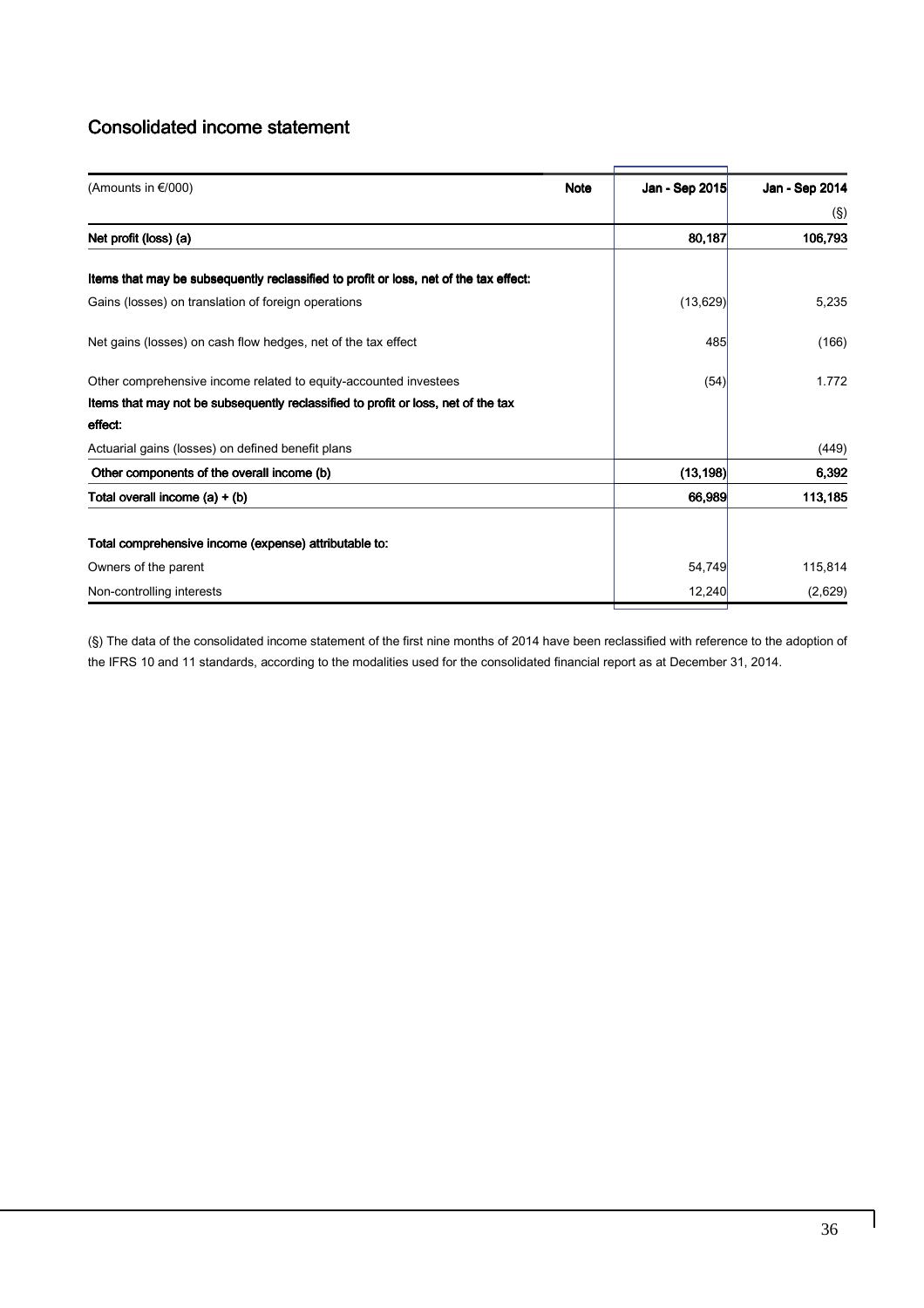## Consolidated income statement

| (Amounts in €/000) | Note | Jan - Sep 2015 | Jan - Sep 2014 |
|---|---|---|---|
| | | | (§) |
| **Net profit (loss) (a)** | | **80,187** | **106,793** |
| **Items that may be subsequently reclassified to profit or loss, net of the tax effect:** | | | |
| Gains (losses) on translation of foreign operations | | (13,629) | 5,235 |
| Net gains (losses) on cash flow hedges, net of the tax effect | | 485 | (166) |
| Other comprehensive income related to equity-accounted investees | | (54) | 1.772 |
| **Items that may not be subsequently reclassified to profit or loss, net of the tax effect:** | | | |
| Actuarial gains (losses) on defined benefit plans | | | (449) |
| **Other components of the overall income (b)** | | **(13,198)** | **6,392** |
| **Total overall income (a) + (b)** | | **66,989** | **113,185** |
| **Total comprehensive income (expense) attributable to:** | | | |
| Owners of the parent | | 54,749 | 115,814 |
| Non-controlling interests | | 12,240 | (2,629) |

(§) The data of the consolidated income statement of the first nine months of 2014 have been reclassified with reference to the adoption of the IFRS 10 and 11 standards, according to the modalities used for the consolidated financial report as at December 31, 2014.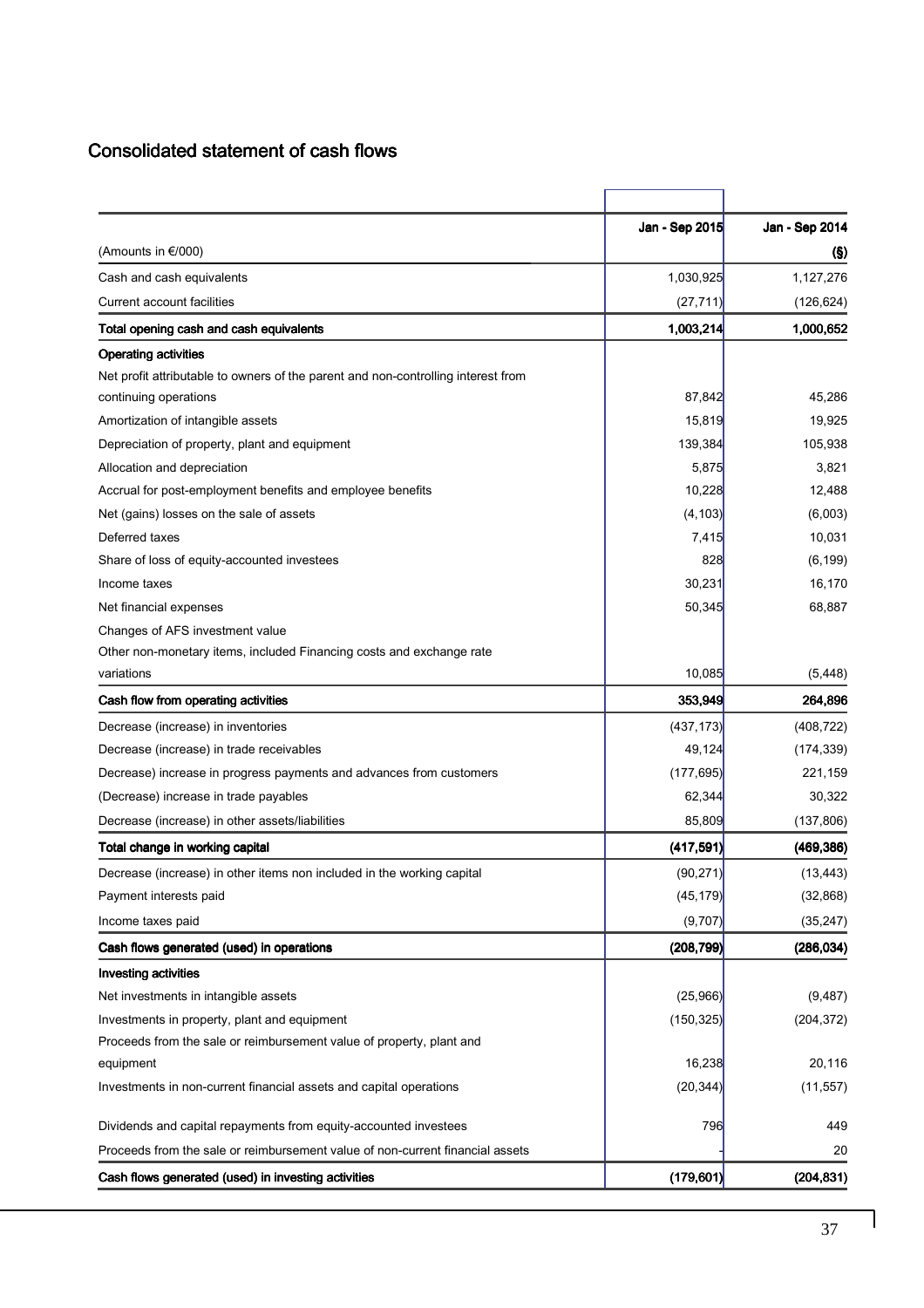# Consolidated statement of cash flows

| (Amounts in €/000) | Jan - Sep 2015 | Jan - Sep 2014 (§) |
|---|---|---|
| Cash and cash equivalents | 1,030,925 | 1,127,276 |
| Current account facilities | (27,711) | (126,624) |
| **Total opening cash and cash equivalents** | **1,003,214** | **1,000,652** |
| **Operating activities** | | |
| Net profit attributable to owners of the parent and non-controlling interest from continuing operations | 87,842 | 45,286 |
| Amortization of intangible assets | 15,819 | 19,925 |
| Depreciation of property, plant and equipment | 139,384 | 105,938 |
| Allocation and depreciation | 5,875 | 3,821 |
| Accrual for post-employment benefits and employee benefits | 10,228 | 12,488 |
| Net (gains) losses on the sale of assets | (4,103) | (6,003) |
| Deferred taxes | 7,415 | 10,031 |
| Share of loss of equity-accounted investees | 828 | (6,199) |
| Income taxes | 30,231 | 16,170 |
| Net financial expenses | 50,345 | 68,887 |
| Changes of AFS investment value | | |
| Other non-monetary items, included Financing costs and exchange rate variations | 10,085 | (5,448) |
| **Cash flow from operating activities** | **353,949** | **264,896** |
| Decrease (increase) in inventories | (437,173) | (408,722) |
| Decrease (increase) in trade receivables | 49,124 | (174,339) |
| Decrease) increase in progress payments and advances from customers | (177,695) | 221,159 |
| (Decrease) increase in trade payables | 62,344 | 30,322 |
| Decrease (increase) in other assets/liabilities | 85,809 | (137,806) |
| **Total change in working capital** | **(417,591)** | **(469,386)** |
| Decrease (increase) in other items non included in the working capital | (90,271) | (13,443) |
| Payment interests paid | (45,179) | (32,868) |
| Income taxes paid | (9,707) | (35,247) |
| **Cash flows generated (used) in operations** | **(208,799)** | **(286,034)** |
| **Investing activities** | | |
| Net investments in intangible assets | (25,966) | (9,487) |
| Investments in property, plant and equipment | (150,325) | (204,372) |
| Proceeds from the sale or reimbursement value of property, plant and equipment | 16,238 | 20,116 |
| Investments in non-current financial assets and capital operations | (20,344) | (11,557) |
| Dividends and capital repayments from equity-accounted investees | 796 | 449 |
| Proceeds from the sale or reimbursement value of non-current financial assets | - | 20 |
| **Cash flows generated (used) in investing activities** | **(179,601)** | **(204,831)** |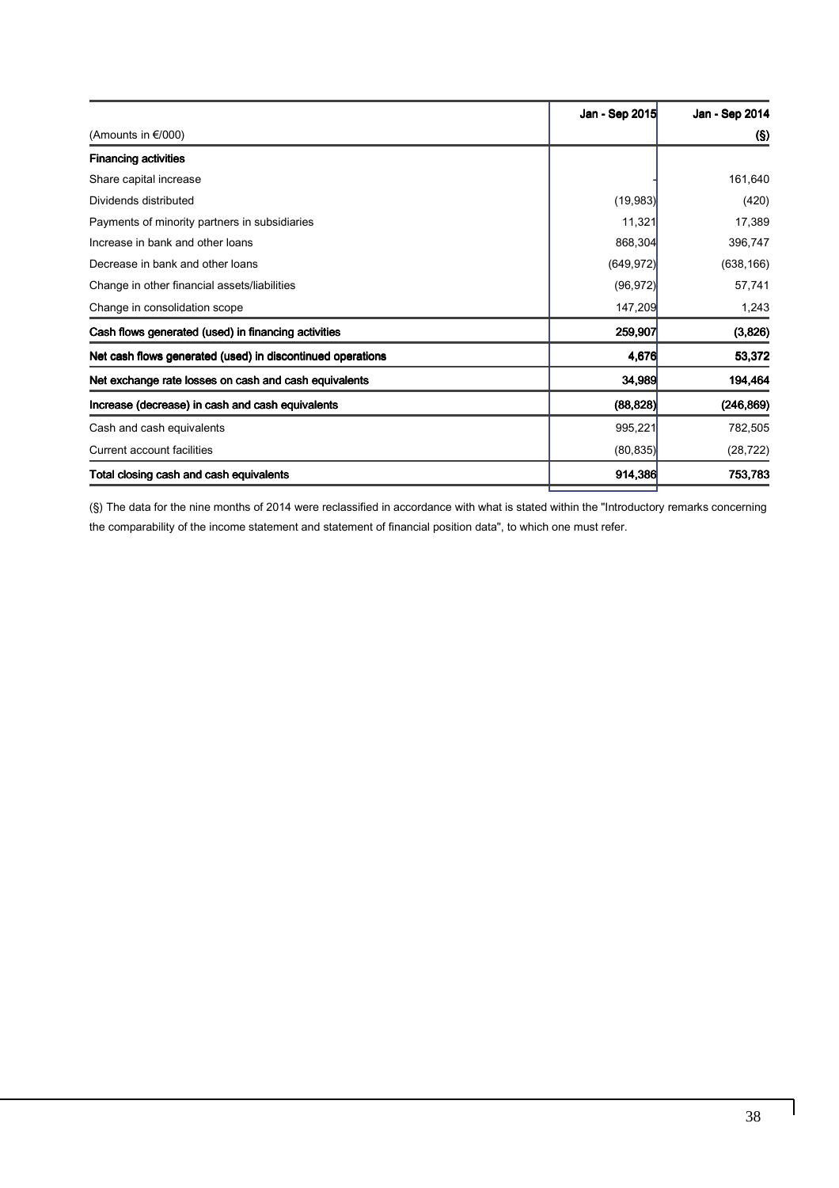| (Amounts in €/000) | Jan - Sep 2015 | Jan - Sep 2014 (§) |
|---|---|---|
| **Financing activities** | | |
| Share capital increase | - | 161,640 |
| Dividends distributed | (19,983) | (420) |
| Payments of minority partners in subsidiaries | 11,321 | 17,389 |
| Increase in bank and other loans | 868,304 | 396,747 |
| Decrease in bank and other loans | (649,972) | (638,166) |
| Change in other financial assets/liabilities | (96,972) | 57,741 |
| Change in consolidation scope | 147,209 | 1,243 |
| **Cash flows generated (used) in financing activities** | **259,907** | **(3,826)** |
| **Net cash flows generated (used) in discontinued operations** | **4,676** | **53,372** |
| **Net exchange rate losses on cash and cash equivalents** | **34,989** | **194,464** |
| **Increase (decrease) in cash and cash equivalents** | **(88,828)** | **(246,869)** |
| Cash and cash equivalents | 995,221 | 782,505 |
| Current account facilities | (80,835) | (28,722) |
| **Total closing cash and cash equivalents** | **914,386** | **753,783** |

(§) The data for the nine months of 2014 were reclassified in accordance with what is stated within the "Introductory remarks concerning the comparability of the income statement and statement of financial position data", to which one must refer.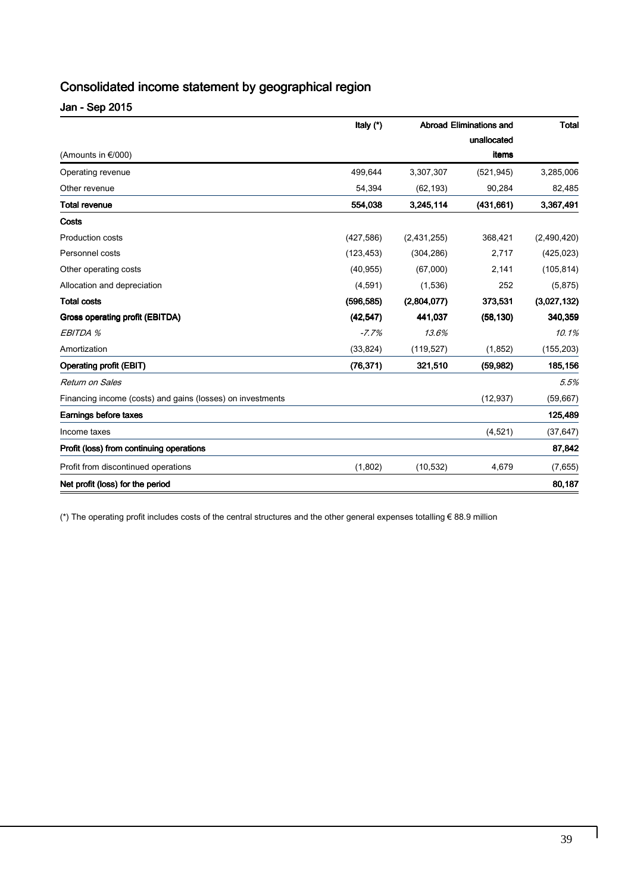# Consolidated income statement by geographical region

## Jan - Sep 2015

| (Amounts in €/000) | Italy (*) | Abroad | Eliminations and unallocated items | Total |
|---|---|---|---|---|
| Operating revenue | 499,644 | 3,307,307 | (521,945) | 3,285,006 |
| Other revenue | 54,394 | (62,193) | 90,284 | 82,485 |
| **Total revenue** | **554,038** | **3,245,114** | **(431,661)** | **3,367,491** |
| **Costs** | | | | |
| Production costs | (427,586) | (2,431,255) | 368,421 | (2,490,420) |
| Personnel costs | (123,453) | (304,286) | 2,717 | (425,023) |
| Other operating costs | (40,955) | (67,000) | 2,141 | (105,814) |
| Allocation and depreciation | (4,591) | (1,536) | 252 | (5,875) |
| **Total costs** | **(596,585)** | **(2,804,077)** | **373,531** | **(3,027,132)** |
| **Gross operating profit (EBITDA)** | **(42,547)** | **441,037** | **(58,130)** | **340,359** |
| *EBITDA %* | *-7.7%* | *13.6%* | | *10.1%* |
| Amortization | (33,824) | (119,527) | (1,852) | (155,203) |
| **Operating profit (EBIT)** | **(76,371)** | **321,510** | **(59,982)** | **185,156** |
| *Return on Sales* | | | | *5.5%* |
| Financing income (costs) and gains (losses) on investments | | | (12,937) | (59,667) |
| **Earnings before taxes** | | | | **125,489** |
| Income taxes | | | (4,521) | (37,647) |
| **Profit (loss) from continuing operations** | | | | **87,842** |
| Profit from discontinued operations | (1,802) | (10,532) | 4,679 | (7,655) |
| **Net profit (loss) for the period** | | | | **80,187** |

(*) The operating profit includes costs of the central structures and the other general expenses totalling € 88.9 million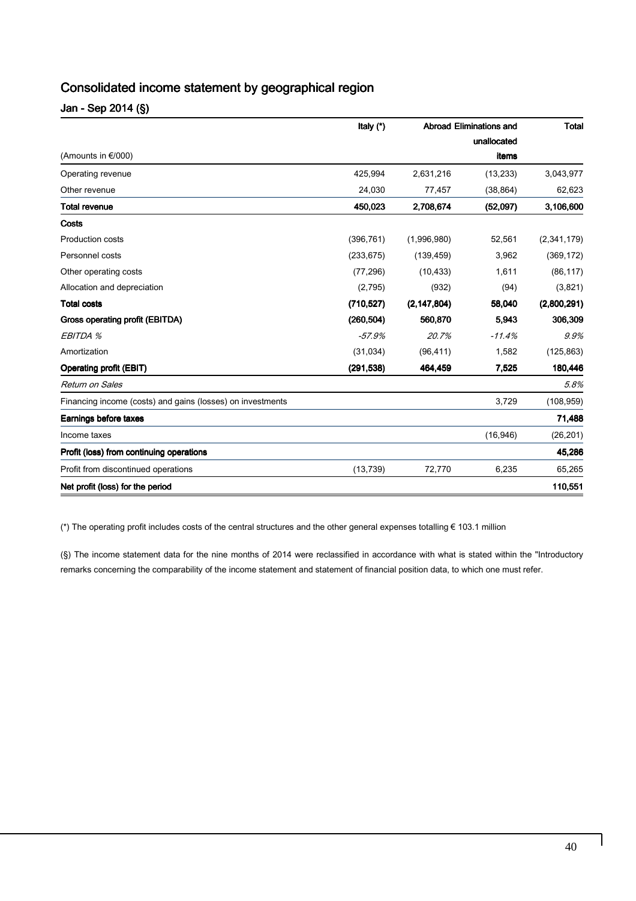## Consolidated income statement by geographical region

### Jan - Sep 2014 (§)

| (Amounts in €/000) | Italy (*) | Abroad | Eliminations and unallocated items | Total |
|---|---|---|---|---|
| Operating revenue | 425,994 | 2,631,216 | (13,233) | 3,043,977 |
| Other revenue | 24,030 | 77,457 | (38,864) | 62,623 |
| **Total revenue** | **450,023** | **2,708,674** | **(52,097)** | **3,106,600** |
| **Costs** | | | | |
| Production costs | (396,761) | (1,996,980) | 52,561 | (2,341,179) |
| Personnel costs | (233,675) | (139,459) | 3,962 | (369,172) |
| Other operating costs | (77,296) | (10,433) | 1,611 | (86,117) |
| Allocation and depreciation | (2,795) | (932) | (94) | (3,821) |
| **Total costs** | **(710,527)** | **(2,147,804)** | **58,040** | **(2,800,291)** |
| **Gross operating profit (EBITDA)** | **(260,504)** | **560,870** | **5,943** | **306,309** |
| *EBITDA %* | *-57.9%* | *20.7%* | *-11.4%* | *9.9%* |
| Amortization | (31,034) | (96,411) | 1,582 | (125,863) |
| **Operating profit (EBIT)** | **(291,538)** | **464,459** | **7,525** | **180,446** |
| *Return on Sales* | | | | *5.8%* |
| Financing income (costs) and gains (losses) on investments | | | 3,729 | (108,959) |
| **Earnings before taxes** | | | | **71,488** |
| Income taxes | | | (16,946) | (26,201) |
| **Profit (loss) from continuing operations** | | | | **45,286** |
| Profit from discontinued operations | (13,739) | 72,770 | 6,235 | 65,265 |
| **Net profit (loss) for the period** | | | | **110,551** |

(*) The operating profit includes costs of the central structures and the other general expenses totalling € 103.1 million

(§) The income statement data for the nine months of 2014 were reclassified in accordance with what is stated within the "Introductory remarks concerning the comparability of the income statement and statement of financial position data, to which one must refer.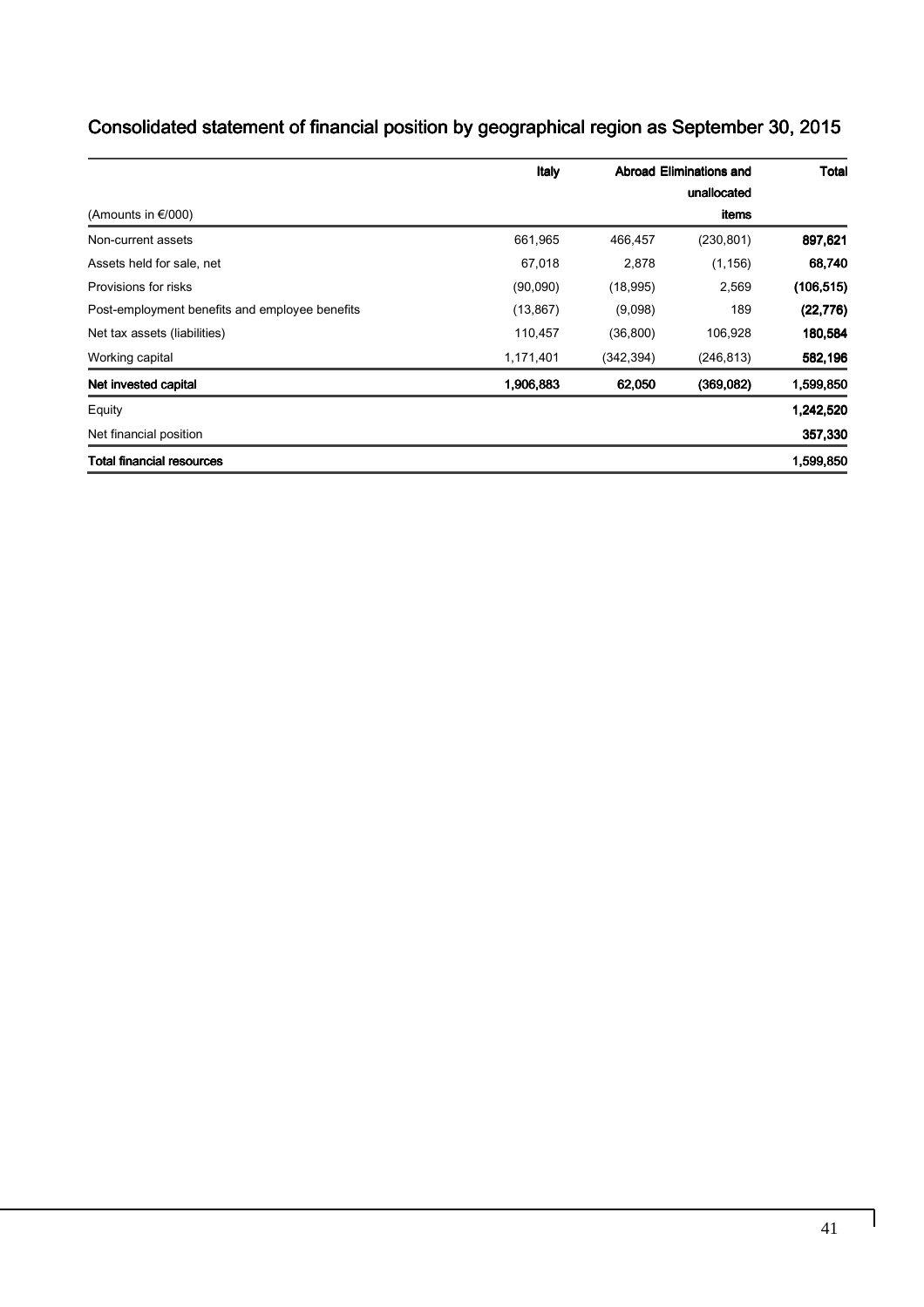## Consolidated statement of financial position by geographical region as September 30, 2015

| (Amounts in €/000) | Italy | Abroad | Eliminations and unallocated items | Total |
|---|---|---|---|---|
| Non-current assets | 661,965 | 466,457 | (230,801) | **897,621** |
| Assets held for sale, net | 67,018 | 2,878 | (1,156) | **68,740** |
| Provisions for risks | (90,090) | (18,995) | 2,569 | **(106,515)** |
| Post-employment benefits and employee benefits | (13,867) | (9,098) | 189 | **(22,776)** |
| Net tax assets (liabilities) | 110,457 | (36,800) | 106,928 | **180,584** |
| Working capital | 1,171,401 | (342,394) | (246,813) | **582,196** |
| **Net invested capital** | **1,906,883** | **62,050** | **(369,082)** | 1,599,850 |
| Equity | | | | **1,242,520** |
| Net financial position | | | | **357,330** |
| **Total financial resources** | | | | 1,599,850 |